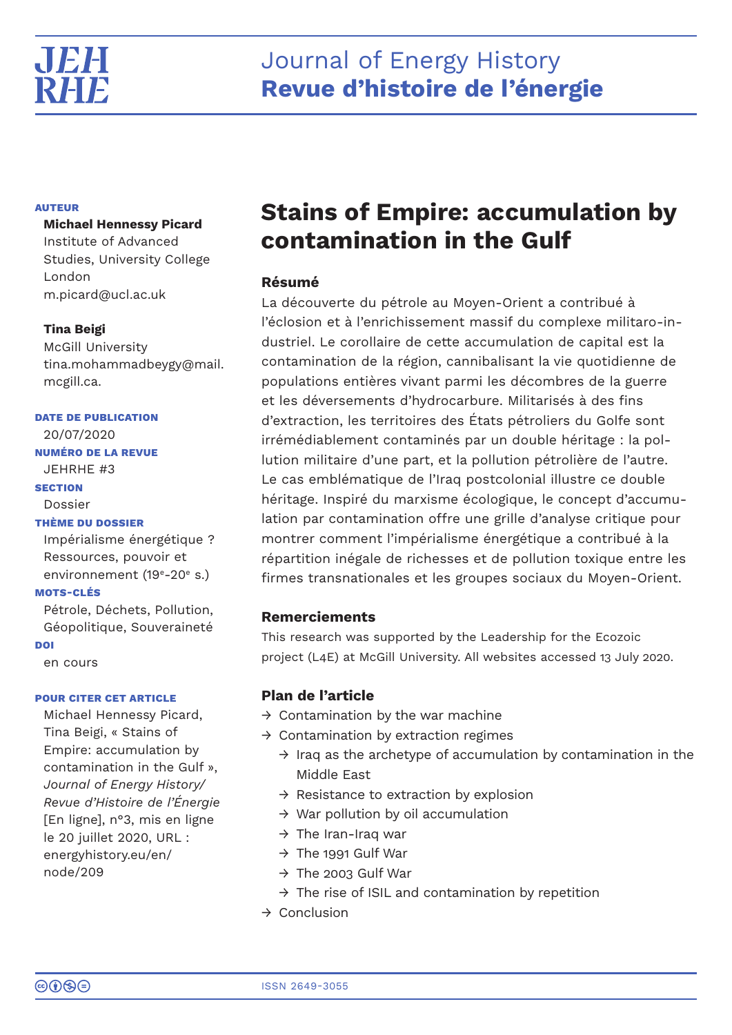# Stains of Empire: accumulation by contamination in the Gulf

**AUTEUR**

**Michael Hennessy Picard**
Institute of Advanced Studies, University College London
m.picard@ucl.ac.uk

**Tina Beigi**
McGill University
tina.mohammadbeygy@mail.mcgill.ca.

**DATE DE PUBLICATION**
20/07/2020

**NUMÉRO DE LA REVUE**
JEHRHE #3

**SECTION**
Dossier

**THÈME DU DOSSIER**
Impérialisme énergétique ? Ressources, pouvoir et environnement (19e-20e s.)

**MOTS-CLÉS**
Pétrole, Déchets, Pollution, Géopolitique, Souveraineté

**DOI**
en cours

**POUR CITER CET ARTICLE**
Michael Hennessy Picard, Tina Beigi, « Stains of Empire: accumulation by contamination in the Gulf », *Journal of Energy History/Revue d'Histoire de l'Énergie* [En ligne], n°3, mis en ligne le 20 juillet 2020, URL : energyhistory.eu/en/node/209

### Résumé

La découverte du pétrole au Moyen-Orient a contribué à l'éclosion et à l'enrichissement massif du complexe militaro-industriel. Le corollaire de cette accumulation de capital est la contamination de la région, cannibalisant la vie quotidienne de populations entières vivant parmi les décombres de la guerre et les déversements d'hydrocarbure. Militarisés à des fins d'extraction, les territoires des États pétroliers du Golfe sont irrémédiablement contaminés par un double héritage : la pollution militaire d'une part, et la pollution pétrolière de l'autre. Le cas emblématique de l'Iraq postcolonial illustre ce double héritage. Inspiré du marxisme écologique, le concept d'accumulation par contamination offre une grille d'analyse critique pour montrer comment l'impérialisme énergétique a contribué à la répartition inégale de richesses et de pollution toxique entre les firmes transnationales et les groupes sociaux du Moyen-Orient.

### Remerciements

This research was supported by the Leadership for the Ecozoic project (L4E) at McGill University. All websites accessed 13 July 2020.

### Plan de l'article

- Contamination by the war machine
- Contamination by extraction regimes
  - Iraq as the archetype of accumulation by contamination in the Middle East
  - Resistance to extraction by explosion
  - War pollution by oil accumulation
  - The Iran-Iraq war
  - The 1991 Gulf War
  - The 2003 Gulf War
  - The rise of ISIL and contamination by repetition
- Conclusion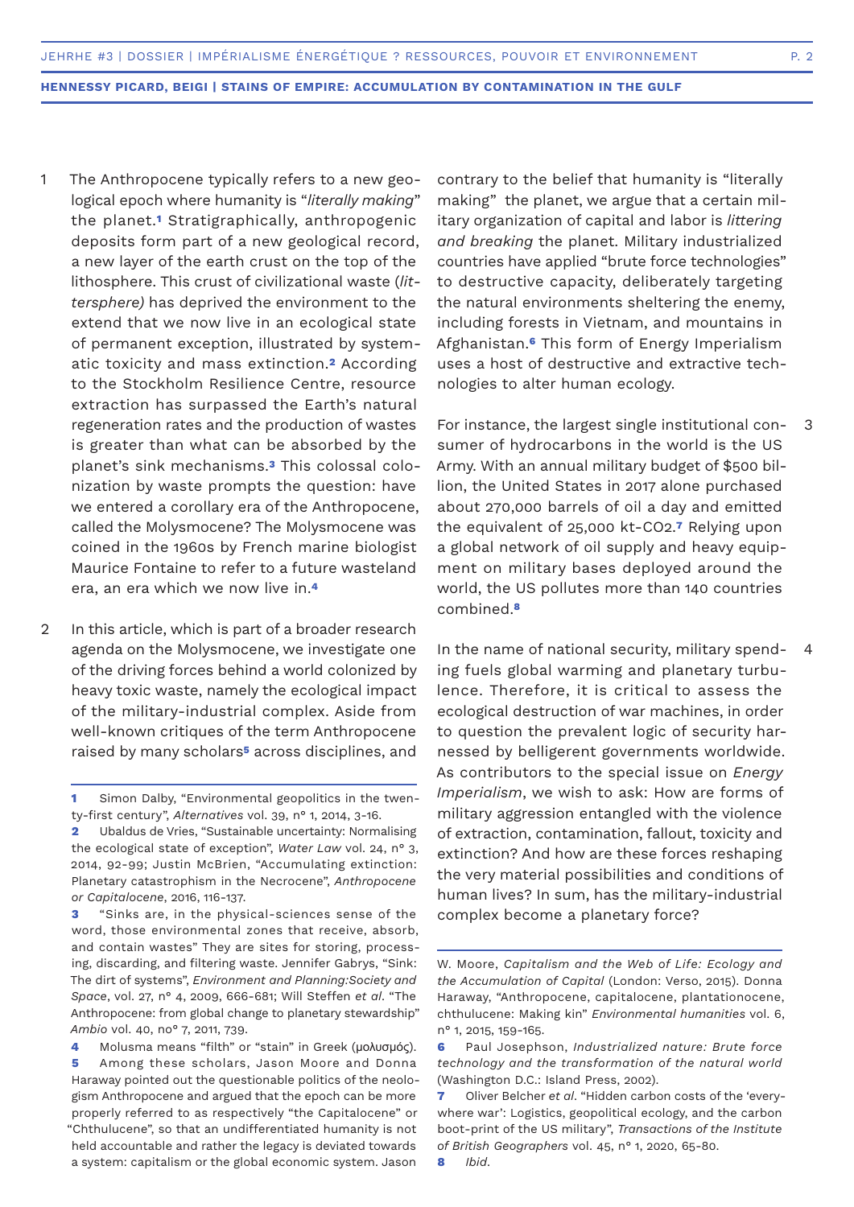1 The Anthropocene typically refers to a new geological epoch where humanity is "*literally making*" the planet.[1] Stratigraphically, anthropogenic deposits form part of a new geological record, a new layer of the earth crust on the top of the lithosphere. This crust of civilizational waste (*littersphere)* has deprived the environment to the extend that we now live in an ecological state of permanent exception, illustrated by systematic toxicity and mass extinction.[2] According to the Stockholm Resilience Centre, resource extraction has surpassed the Earth's natural regeneration rates and the production of wastes is greater than what can be absorbed by the planet's sink mechanisms.[3] This colossal colonization by waste prompts the question: have we entered a corollary era of the Anthropocene, called the Molysmocene? The Molysmocene was coined in the 1960s by French marine biologist Maurice Fontaine to refer to a future wasteland era, an era which we now live in.[4]

2 In this article, which is part of a broader research agenda on the Molysmocene, we investigate one of the driving forces behind a world colonized by heavy toxic waste, namely the ecological impact of the military-industrial complex. Aside from well-known critiques of the term Anthropocene raised by many scholars[5] across disciplines, and contrary to the belief that humanity is "literally making" the planet, we argue that a certain military organization of capital and labor is *littering and breaking* the planet. Military industrialized countries have applied "brute force technologies" to destructive capacity, deliberately targeting the natural environments sheltering the enemy, including forests in Vietnam, and mountains in Afghanistan.[6] This form of Energy Imperialism uses a host of destructive and extractive technologies to alter human ecology.

3 For instance, the largest single institutional consumer of hydrocarbons in the world is the US Army. With an annual military budget of $500 billion, the United States in 2017 alone purchased about 270,000 barrels of oil a day and emitted the equivalent of 25,000 kt-$CO_2$.[7] Relying upon a global network of oil supply and heavy equipment on military bases deployed around the world, the US pollutes more than 140 countries combined.[8]

4 In the name of national security, military spending fuels global warming and planetary turbulence. Therefore, it is critical to assess the ecological destruction of war machines, in order to question the prevalent logic of security harnessed by belligerent governments worldwide. As contributors to the special issue on *Energy Imperialism*, we wish to ask: How are forms of military aggression entangled with the violence of extraction, contamination, fallout, toxicity and extinction? And how are these forces reshaping the very material possibilities and conditions of human lives? In sum, has the military-industrial complex become a planetary force?

---

**1** Simon Dalby, "Environmental geopolitics in the twenty-first century", *Alternatives* vol. 39, n° 1, 2014, 3-16.

**2** Ubaldus de Vries, "Sustainable uncertainty: Normalising the ecological state of exception", *Water Law* vol. 24, n° 3, 2014, 92-99; Justin McBrien, "Accumulating extinction: Planetary catastrophism in the Necrocene", *Anthropocene or Capitalocene*, 2016, 116-137.

**3** "Sinks are, in the physical-sciences sense of the word, those environmental zones that receive, absorb, and contain wastes" They are sites for storing, processing, discarding, and filtering waste. Jennifer Gabrys, "Sink: The dirt of systems", *Environment and Planning:Society and Space*, vol. 27, n° 4, 2009, 666-681; Will Steffen *et al*. "The Anthropocene: from global change to planetary stewardship" *Ambio* vol. 40, no° 7, 2011, 739.

**4** Molusma means "filth" or "stain" in Greek (μολυσμός).

**5** Among these scholars, Jason Moore and Donna Haraway pointed out the questionable politics of the neologism Anthropocene and argued that the epoch can be more properly referred to as respectively "the Capitalocene" or "Chthulucene", so that an undifferentiated humanity is not held accountable and rather the legacy is deviated towards a system: capitalism or the global economic system. Jason W. Moore, *Capitalism and the Web of Life: Ecology and the Accumulation of Capital* (London: Verso, 2015). Donna Haraway, "Anthropocene, capitalocene, plantationocene, chthulucene: Making kin" *Environmental humanities* vol. 6, n° 1, 2015, 159-165.

**6** Paul Josephson, *Industrialized nature: Brute force technology and the transformation of the natural world* (Washington D.C.: Island Press, 2002).

**7** Oliver Belcher *et al*. "Hidden carbon costs of the 'everywhere war': Logistics, geopolitical ecology, and the carbon boot-print of the US military", *Transactions of the Institute of British Geographers* vol. 45, n° 1, 2020, 65-80.

**8** *Ibid*.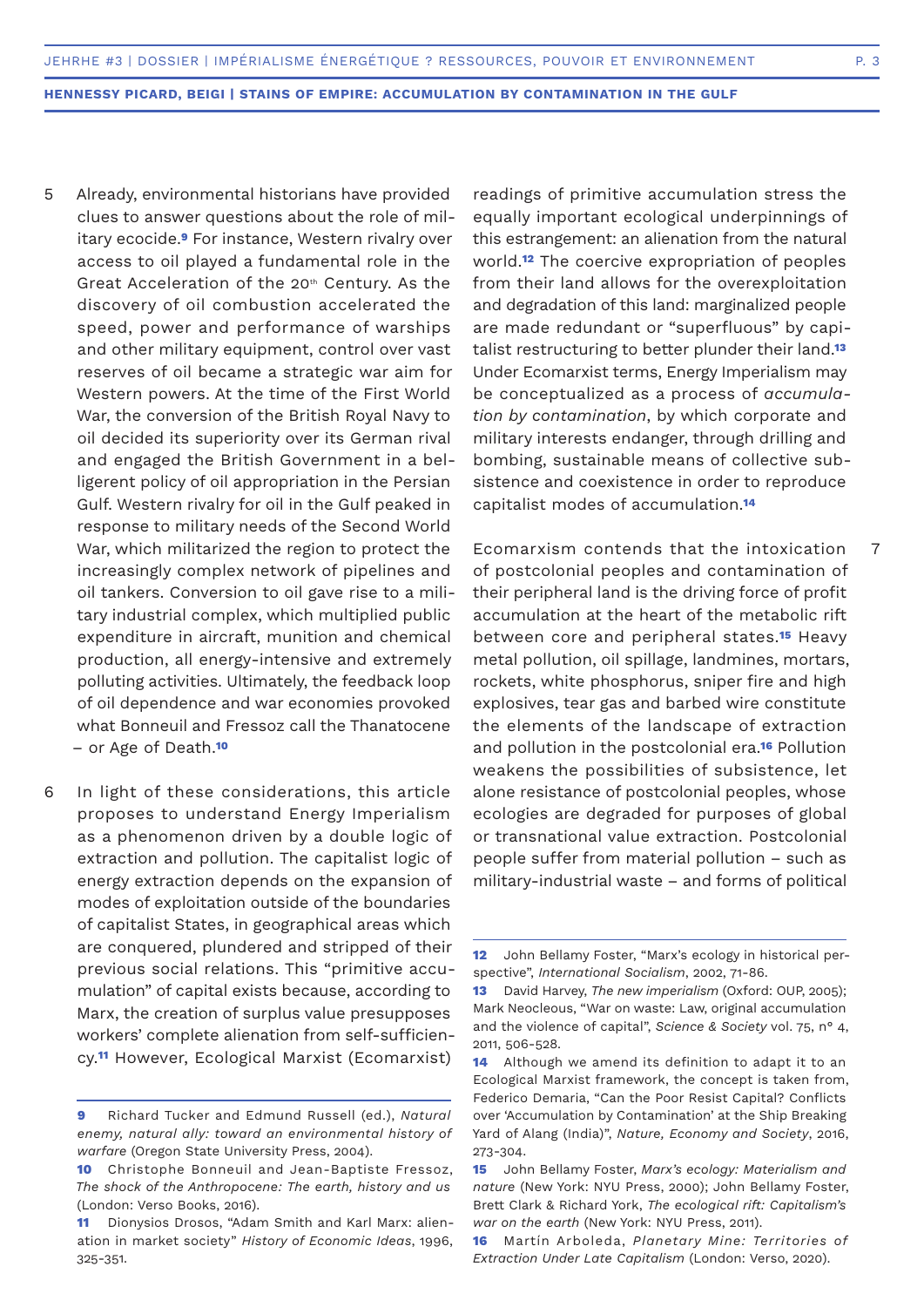5 Already, environmental historians have provided clues to answer questions about the role of military ecocide.[9] For instance, Western rivalry over access to oil played a fundamental role in the Great Acceleration of the 20th Century. As the discovery of oil combustion accelerated the speed, power and performance of warships and other military equipment, control over vast reserves of oil became a strategic war aim for Western powers. At the time of the First World War, the conversion of the British Royal Navy to oil decided its superiority over its German rival and engaged the British Government in a belligerent policy of oil appropriation in the Persian Gulf. Western rivalry for oil in the Gulf peaked in response to military needs of the Second World War, which militarized the region to protect the increasingly complex network of pipelines and oil tankers. Conversion to oil gave rise to a military industrial complex, which multiplied public expenditure in aircraft, munition and chemical production, all energy-intensive and extremely polluting activities. Ultimately, the feedback loop of oil dependence and war economies provoked what Bonneuil and Fressoz call the Thanatocene – or Age of Death.[10]

6 In light of these considerations, this article proposes to understand Energy Imperialism as a phenomenon driven by a double logic of extraction and pollution. The capitalist logic of energy extraction depends on the expansion of modes of exploitation outside of the boundaries of capitalist States, in geographical areas which are conquered, plundered and stripped of their previous social relations. This "primitive accumulation" of capital exists because, according to Marx, the creation of surplus value presupposes workers' complete alienation from self-sufficiency.[11] However, Ecological Marxist (Ecomarxist) readings of primitive accumulation stress the equally important ecological underpinnings of this estrangement: an alienation from the natural world.[12] The coercive expropriation of peoples from their land allows for the overexploitation and degradation of this land: marginalized people are made redundant or "superfluous" by capitalist restructuring to better plunder their land.[13] Under Ecomarxist terms, Energy Imperialism may be conceptualized as a process of *accumulation by contamination*, by which corporate and military interests endanger, through drilling and bombing, sustainable means of collective subsistence and coexistence in order to reproduce capitalist modes of accumulation.[14]

7 Ecomarxism contends that the intoxication of postcolonial peoples and contamination of their peripheral land is the driving force of profit accumulation at the heart of the metabolic rift between core and peripheral states.[15] Heavy metal pollution, oil spillage, landmines, mortars, rockets, white phosphorus, sniper fire and high explosives, tear gas and barbed wire constitute the elements of the landscape of extraction and pollution in the postcolonial era.[16] Pollution weakens the possibilities of subsistence, let alone resistance of postcolonial peoples, whose ecologies are degraded for purposes of global or transnational value extraction. Postcolonial people suffer from material pollution – such as military-industrial waste – and forms of political

---

**9** Richard Tucker and Edmund Russell (ed.), *Natural enemy, natural ally: toward an environmental history of warfare* (Oregon State University Press, 2004).

**10** Christophe Bonneuil and Jean-Baptiste Fressoz, *The shock of the Anthropocene: The earth, history and us* (London: Verso Books, 2016).

**11** Dionysios Drosos, "Adam Smith and Karl Marx: alienation in market society" *History of Economic Ideas*, 1996, 325-351.

**12** John Bellamy Foster, "Marx's ecology in historical perspective", *International Socialism*, 2002, 71-86.

**13** David Harvey, *The new imperialism* (Oxford: OUP, 2005); Mark Neocleous, "War on waste: Law, original accumulation and the violence of capital", *Science & Society* vol. 75, n° 4, 2011, 506-528.

**14** Although we amend its definition to adapt it to an Ecological Marxist framework, the concept is taken from, Federico Demaria, "Can the Poor Resist Capital? Conflicts over 'Accumulation by Contamination' at the Ship Breaking Yard of Alang (India)", *Nature, Economy and Society*, 2016, 273-304.

**15** John Bellamy Foster, *Marx's ecology: Materialism and nature* (New York: NYU Press, 2000); John Bellamy Foster, Brett Clark & Richard York, *The ecological rift: Capitalism's war on the earth* (New York: NYU Press, 2011).

**16** Martín Arboleda, *Planetary Mine: Territories of Extraction Under Late Capitalism* (London: Verso, 2020).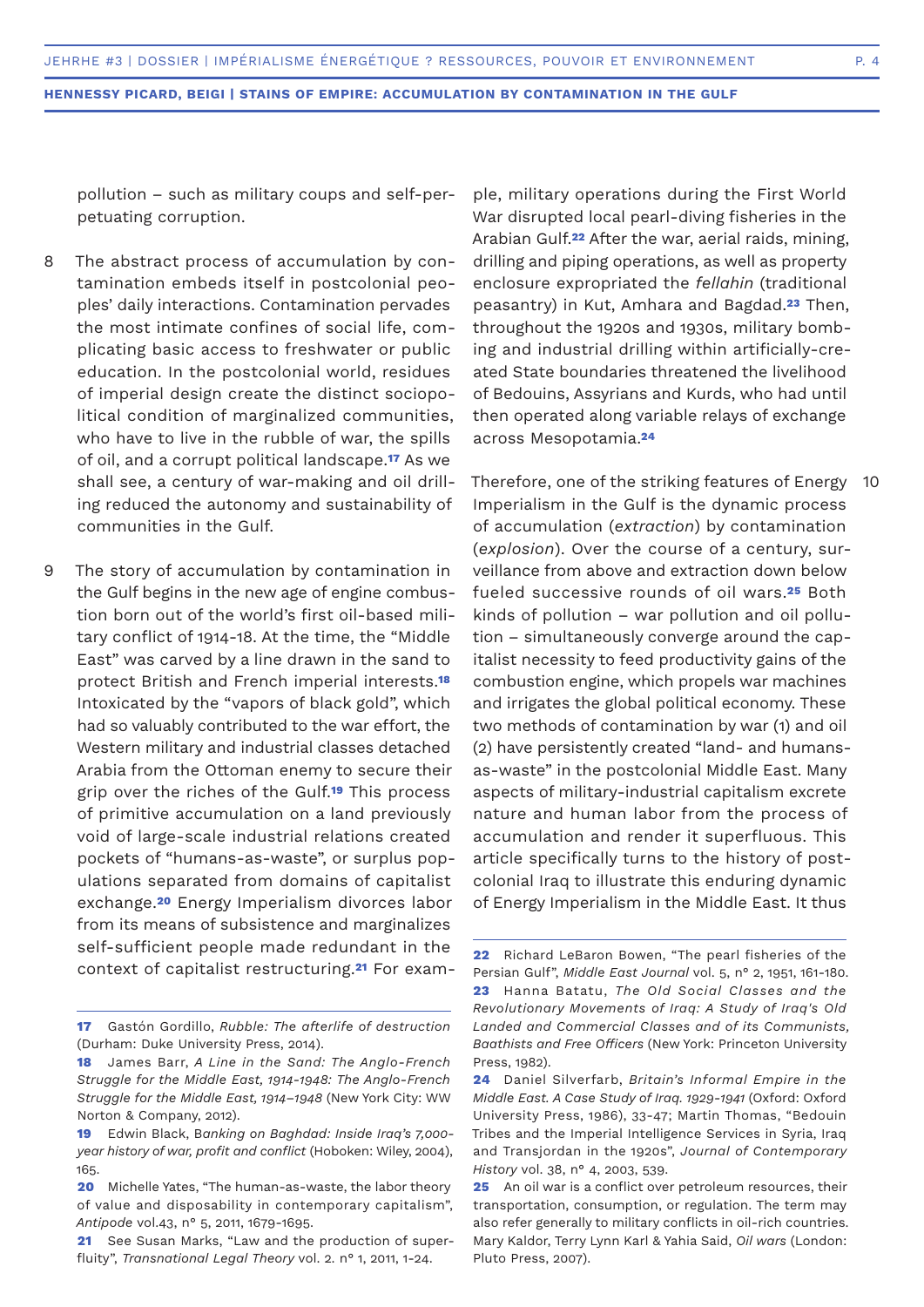pollution – such as military coups and self-perpetuating corruption.

8 The abstract process of accumulation by contamination embeds itself in postcolonial peoples' daily interactions. Contamination pervades the most intimate confines of social life, complicating basic access to freshwater or public education. In the postcolonial world, residues of imperial design create the distinct sociopolitical condition of marginalized communities, who have to live in the rubble of war, the spills of oil, and a corrupt political landscape.[17] As we shall see, a century of war-making and oil drilling reduced the autonomy and sustainability of communities in the Gulf.

9 The story of accumulation by contamination in the Gulf begins in the new age of engine combustion born out of the world's first oil-based military conflict of 1914-18. At the time, the "Middle East" was carved by a line drawn in the sand to protect British and French imperial interests.[18] Intoxicated by the "vapors of black gold", which had so valuably contributed to the war effort, the Western military and industrial classes detached Arabia from the Ottoman enemy to secure their grip over the riches of the Gulf.[19] This process of primitive accumulation on a land previously void of large-scale industrial relations created pockets of "humans-as-waste", or surplus populations separated from domains of capitalist exchange.[20] Energy Imperialism divorces labor from its means of subsistence and marginalizes self-sufficient people made redundant in the context of capitalist restructuring.[21] For example, military operations during the First World War disrupted local pearl-diving fisheries in the Arabian Gulf.[22] After the war, aerial raids, mining, drilling and piping operations, as well as property enclosure expropriated the *fellahin* (traditional peasantry) in Kut, Amhara and Bagdad.[23] Then, throughout the 1920s and 1930s, military bombing and industrial drilling within artificially-created State boundaries threatened the livelihood of Bedouins, Assyrians and Kurds, who had until then operated along variable relays of exchange across Mesopotamia.[24]

10 Therefore, one of the striking features of Energy Imperialism in the Gulf is the dynamic process of accumulation (*extraction*) by contamination (*explosion*). Over the course of a century, surveillance from above and extraction down below fueled successive rounds of oil wars.[25] Both kinds of pollution – war pollution and oil pollution – simultaneously converge around the capitalist necessity to feed productivity gains of the combustion engine, which propels war machines and irrigates the global political economy. These two methods of contamination by war (1) and oil (2) have persistently created "land- and humans-as-waste" in the postcolonial Middle East. Many aspects of military-industrial capitalism excrete nature and human labor from the process of accumulation and render it superfluous. This article specifically turns to the history of postcolonial Iraq to illustrate this enduring dynamic of Energy Imperialism in the Middle East. It thus

---

**17** Gastón Gordillo, *Rubble: The afterlife of destruction* (Durham: Duke University Press, 2014).

**18** James Barr, *A Line in the Sand: The Anglo-French Struggle for the Middle East, 1914-1948: The Anglo-French Struggle for the Middle East, 1914–1948* (New York City: WW Norton & Company, 2012).

**19** Edwin Black, B*anking on Baghdad: Inside Iraq's 7,000-year history of war, profit and conflict* (Hoboken: Wiley, 2004), 165.

**20** Michelle Yates, "The human-as-waste, the labor theory of value and disposability in contemporary capitalism", *Antipode* vol.43, n° 5, 2011, 1679-1695.

**21** See Susan Marks, "Law and the production of superfluity", *Transnational Legal Theory* vol. 2. n° 1, 2011, 1-24.

**22** Richard LeBaron Bowen, "The pearl fisheries of the Persian Gulf", *Middle East Journal* vol. 5, n° 2, 1951, 161-180.

**23** Hanna Batatu, *The Old Social Classes and the Revolutionary Movements of Iraq: A Study of Iraq's Old Landed and Commercial Classes and of its Communists, Baathists and Free Officers* (New York: Princeton University Press, 1982).

**24** Daniel Silverfarb, *Britain's Informal Empire in the Middle East. A Case Study of Iraq. 1929-1941* (Oxford: Oxford University Press, 1986), 33-47; Martin Thomas, "Bedouin Tribes and the Imperial Intelligence Services in Syria, Iraq and Transjordan in the 1920s", *Journal of Contemporary History* vol. 38, n° 4, 2003, 539.

**25** An oil war is a conflict over petroleum resources, their transportation, consumption, or regulation. The term may also refer generally to military conflicts in oil-rich countries. Mary Kaldor, Terry Lynn Karl & Yahia Said, *Oil wars* (London: Pluto Press, 2007).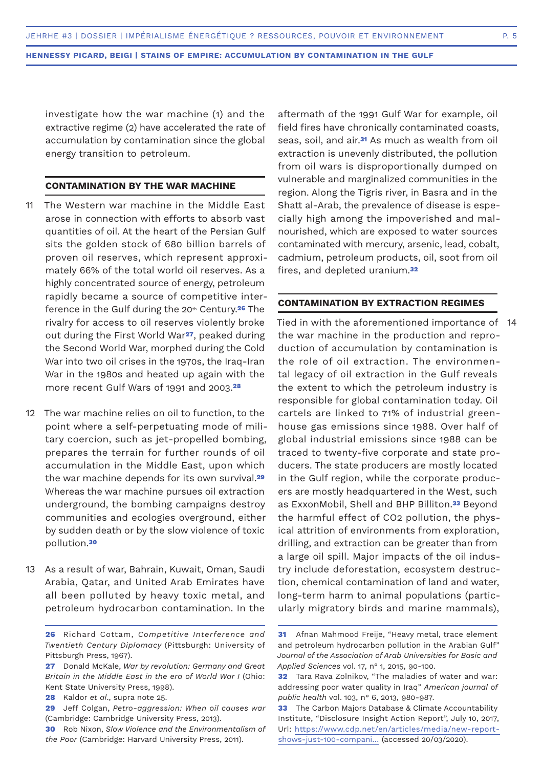investigate how the war machine (1) and the extractive regime (2) have accelerated the rate of accumulation by contamination since the global energy transition to petroleum.

## CONTAMINATION BY THE WAR MACHINE

11 The Western war machine in the Middle East arose in connection with efforts to absorb vast quantities of oil. At the heart of the Persian Gulf sits the golden stock of 680 billion barrels of proven oil reserves, which represent approximately 66% of the total world oil reserves. As a highly concentrated source of energy, petroleum rapidly became a source of competitive interference in the Gulf during the 20th Century.[26] The rivalry for access to oil reserves violently broke out during the First World War[27], peaked during the Second World War, morphed during the Cold War into two oil crises in the 1970s, the Iraq-Iran War in the 1980s and heated up again with the more recent Gulf Wars of 1991 and 2003.[28]

12 The war machine relies on oil to function, to the point where a self-perpetuating mode of military coercion, such as jet-propelled bombing, prepares the terrain for further rounds of oil accumulation in the Middle East, upon which the war machine depends for its own survival.[29] Whereas the war machine pursues oil extraction underground, the bombing campaigns destroy communities and ecologies overground, either by sudden death or by the slow violence of toxic pollution.[30]

13 As a result of war, Bahrain, Kuwait, Oman, Saudi Arabia, Qatar, and United Arab Emirates have all been polluted by heavy toxic metal, and petroleum hydrocarbon contamination. In the aftermath of the 1991 Gulf War for example, oil field fires have chronically contaminated coasts, seas, soil, and air.[31] As much as wealth from oil extraction is unevenly distributed, the pollution from oil wars is disproportionally dumped on vulnerable and marginalized communities in the region. Along the Tigris river, in Basra and in the Shatt al-Arab, the prevalence of disease is especially high among the impoverished and malnourished, which are exposed to water sources contaminated with mercury, arsenic, lead, cobalt, cadmium, petroleum products, oil, soot from oil fires, and depleted uranium.[32]

## CONTAMINATION BY EXTRACTION REGIMES

14 Tied in with the aforementioned importance of the war machine in the production and reproduction of accumulation by contamination is the role of oil extraction. The environmental legacy of oil extraction in the Gulf reveals the extent to which the petroleum industry is responsible for global contamination today. Oil cartels are linked to 71% of industrial greenhouse gas emissions since 1988. Over half of global industrial emissions since 1988 can be traced to twenty-five corporate and state producers. The state producers are mostly located in the Gulf region, while the corporate producers are mostly headquartered in the West, such as ExxonMobil, Shell and BHP Billiton.[33] Beyond the harmful effect of $CO_2$ pollution, the physical attrition of environments from exploration, drilling, and extraction can be greater than from a large oil spill. Major impacts of the oil industry include deforestation, ecosystem destruction, chemical contamination of land and water, long-term harm to animal populations (particularly migratory birds and marine mammals),

---

**26** Richard Cottam, *Competitive Interference and Twentieth Century Diplomacy* (Pittsburgh: University of Pittsburgh Press, 1967).

**27** Donald McKale, *War by revolution: Germany and Great Britain in the Middle East in the era of World War I* (Ohio: Kent State University Press, 1998).

**28** Kaldor *et al.*, supra note 25.

**29** Jeff Colgan, *Petro-aggression: When oil causes war* (Cambridge: Cambridge University Press, 2013).

**30** Rob Nixon, *Slow Violence and the Environmentalism of the Poor* (Cambridge: Harvard University Press, 2011).

**31** Afnan Mahmood Freije, "Heavy metal, trace element and petroleum hydrocarbon pollution in the Arabian Gulf" *Journal of the Association of Arab Universities for Basic and Applied Sciences* vol. 17, n° 1, 2015, 90-100.

**32** Tara Rava Zolnikov, "The maladies of water and war: addressing poor water quality in Iraq" *American journal of public health* vol. 103, n° 6, 2013, 980-987.

**33** The Carbon Majors Database & Climate Accountability Institute, "Disclosure Insight Action Report", July 10, 2017, Url: https://www.cdp.net/en/articles/media/new-report-shows-just-100-compani... (accessed 20/03/2020).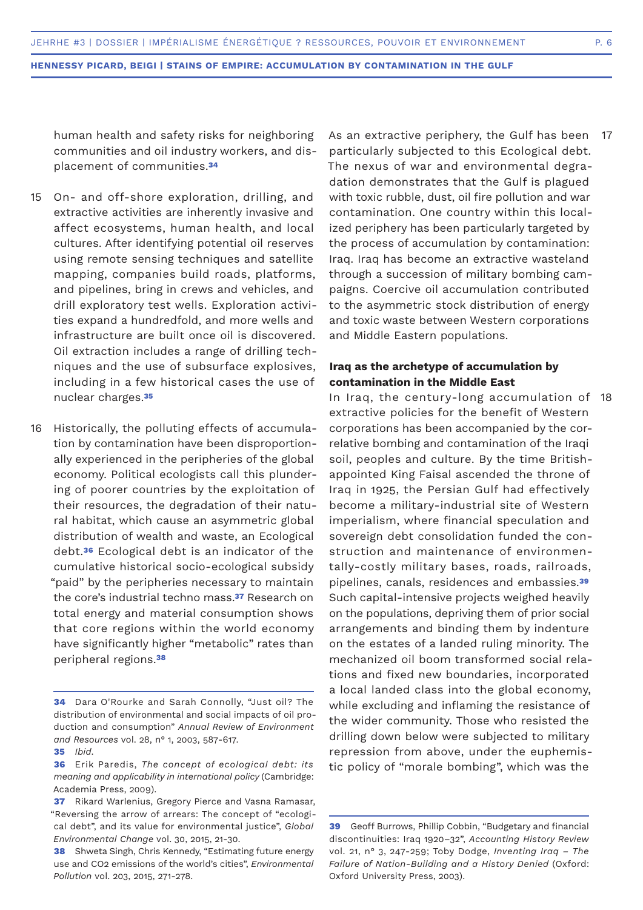human health and safety risks for neighboring communities and oil industry workers, and displacement of communities.[34]

15 On- and off-shore exploration, drilling, and extractive activities are inherently invasive and affect ecosystems, human health, and local cultures. After identifying potential oil reserves using remote sensing techniques and satellite mapping, companies build roads, platforms, and pipelines, bring in crews and vehicles, and drill exploratory test wells. Exploration activities expand a hundredfold, and more wells and infrastructure are built once oil is discovered. Oil extraction includes a range of drilling techniques and the use of subsurface explosives, including in a few historical cases the use of nuclear charges.[35]

16 Historically, the polluting effects of accumulation by contamination have been disproportionally experienced in the peripheries of the global economy. Political ecologists call this plundering of poorer countries by the exploitation of their resources, the degradation of their natural habitat, which cause an asymmetric global distribution of wealth and waste, an Ecological debt.[36] Ecological debt is an indicator of the cumulative historical socio-ecological subsidy "paid" by the peripheries necessary to maintain the core's industrial techno mass.[37] Research on total energy and material consumption shows that core regions within the world economy have significantly higher "metabolic" rates than peripheral regions.[38]

17 As an extractive periphery, the Gulf has been particularly subjected to this Ecological debt. The nexus of war and environmental degradation demonstrates that the Gulf is plagued with toxic rubble, dust, oil fire pollution and war contamination. One country within this localized periphery has been particularly targeted by the process of accumulation by contamination: Iraq. Iraq has become an extractive wasteland through a succession of military bombing campaigns. Coercive oil accumulation contributed to the asymmetric stock distribution of energy and toxic waste between Western corporations and Middle Eastern populations.

### Iraq as the archetype of accumulation by contamination in the Middle East

18 In Iraq, the century-long accumulation of extractive policies for the benefit of Western corporations has been accompanied by the correlative bombing and contamination of the Iraqi soil, peoples and culture. By the time British-appointed King Faisal ascended the throne of Iraq in 1925, the Persian Gulf had effectively become a military-industrial site of Western imperialism, where financial speculation and sovereign debt consolidation funded the construction and maintenance of environmentally-costly military bases, roads, railroads, pipelines, canals, residences and embassies.[39] Such capital-intensive projects weighed heavily on the populations, depriving them of prior social arrangements and binding them by indenture on the estates of a landed ruling minority. The mechanized oil boom transformed social relations and fixed new boundaries, incorporated a local landed class into the global economy, while excluding and inflaming the resistance of the wider community. Those who resisted the drilling down below were subjected to military repression from above, under the euphemistic policy of "morale bombing", which was the

---

**34** Dara O'Rourke and Sarah Connolly, "Just oil? The distribution of environmental and social impacts of oil production and consumption" *Annual Review of Environment and Resources* vol. 28, n° 1, 2003, 587-617.

**35** *Ibid.*

**36** Erik Paredis, *The concept of ecological debt: its meaning and applicability in international policy* (Cambridge: Academia Press, 2009).

**37** Rikard Warlenius, Gregory Pierce and Vasna Ramasar, "Reversing the arrow of arrears: The concept of "ecological debt", and its value for environmental justice", *Global Environmental Change* vol. 30, 2015, 21-30.

**38** Shweta Singh, Chris Kennedy, "Estimating future energy use and $CO_2$ emissions of the world's cities", *Environmental Pollution* vol. 203, 2015, 271-278.

**39** Geoff Burrows, Phillip Cobbin, "Budgetary and financial discontinuities: Iraq 1920–32", *Accounting History Review* vol. 21, n° 3, 247-259; Toby Dodge, *Inventing Iraq – The Failure of Nation-Building and a History Denied* (Oxford: Oxford University Press, 2003).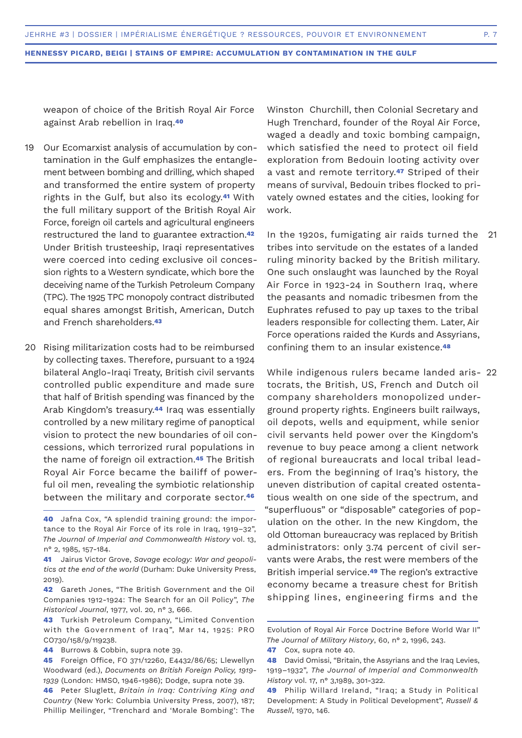weapon of choice of the British Royal Air Force against Arab rebellion in Iraq.[40]

19 Our Ecomarxist analysis of accumulation by contamination in the Gulf emphasizes the entanglement between bombing and drilling, which shaped and transformed the entire system of property rights in the Gulf, but also its ecology.[41] With the full military support of the British Royal Air Force, foreign oil cartels and agricultural engineers restructured the land to guarantee extraction.[42] Under British trusteeship, Iraqi representatives were coerced into ceding exclusive oil concession rights to a Western syndicate, which bore the deceiving name of the Turkish Petroleum Company (TPC). The 1925 TPC monopoly contract distributed equal shares amongst British, American, Dutch and French shareholders.[43]

20 Rising militarization costs had to be reimbursed by collecting taxes. Therefore, pursuant to a 1924 bilateral Anglo-Iraqi Treaty, British civil servants controlled public expenditure and made sure that half of British spending was financed by the Arab Kingdom's treasury.[44] Iraq was essentially controlled by a new military regime of panoptical vision to protect the new boundaries of oil concessions, which terrorized rural populations in the name of foreign oil extraction.[45] The British Royal Air Force became the bailiff of powerful oil men, revealing the symbiotic relationship between the military and corporate sector.[46] Winston Churchill, then Colonial Secretary and Hugh Trenchard, founder of the Royal Air Force, waged a deadly and toxic bombing campaign, which satisfied the need to protect oil field exploration from Bedouin looting activity over a vast and remote territory.[47] Striped of their means of survival, Bedouin tribes flocked to privately owned estates and the cities, looking for work.

21 In the 1920s, fumigating air raids turned the tribes into servitude on the estates of a landed ruling minority backed by the British military. One such onslaught was launched by the Royal Air Force in 1923-24 in Southern Iraq, where the peasants and nomadic tribesmen from the Euphrates refused to pay up taxes to the tribal leaders responsible for collecting them. Later, Air Force operations raided the Kurds and Assyrians, confining them to an insular existence.[48]

22 While indigenous rulers became landed aristocrats, the British, US, French and Dutch oil company shareholders monopolized underground property rights. Engineers built railways, oil depots, wells and equipment, while senior civil servants held power over the Kingdom's revenue to buy peace among a client network of regional bureaucrats and local tribal leaders. From the beginning of Iraq's history, the uneven distribution of capital created ostentatious wealth on one side of the spectrum, and "superfluous" or "disposable" categories of population on the other. In the new Kingdom, the old Ottoman bureaucracy was replaced by British administrators: only 3.74 percent of civil servants were Arabs, the rest were members of the British imperial service.[49] The region's extractive economy became a treasure chest for British shipping lines, engineering firms and the

---

**40** Jafna Cox, "A splendid training ground: the importance to the Royal Air Force of its role in Iraq, 1919–32", *The Journal of Imperial and Commonwealth History* vol. 13, n° 2, 1985, 157-184.

**41** Jairus Victor Grove, *Savage ecology: War and geopolitics at the end of the world* (Durham: Duke University Press, 2019).

**42** Gareth Jones, "The British Government and the Oil Companies 1912-1924: The Search for an Oil Policy", *The Historical Journal*, 1977, vol. 20, n° 3, 666.

**43** Turkish Petroleum Company, "Limited Convention with the Government of Iraq", Mar 14, 1925: PRO CO730/158/9/119238.

**44** Burrows & Cobbin, supra note 39.

**45** Foreign Office, FO 371/12260, E4432/86/65; Llewellyn Woodward (ed.), *Documents on British Foreign Policy, 1919-1939* (London: HMSO, 1946-1986); Dodge, supra note 39.

**46** Peter Sluglett, *Britain in Iraq: Contriving King and Country* (New York: Columbia University Press, 2007), 187; Phillip Meilinger, "Trenchard and 'Morale Bombing': The Evolution of Royal Air Force Doctrine Before World War II" *The Journal of Military History*, 60, n° 2, 1996, 243.

**47** Cox, supra note 40.

**48** David Omissi, "Britain, the Assyrians and the Iraq Levies, 1919–1932", *The Journal of Imperial and Commonwealth History* vol. 17, n° 3,1989, 301-322.

**49** Philip Willard Ireland, "Iraq; a Study in Political Development: A Study in Political Development", *Russell & Russell*, 1970, 146.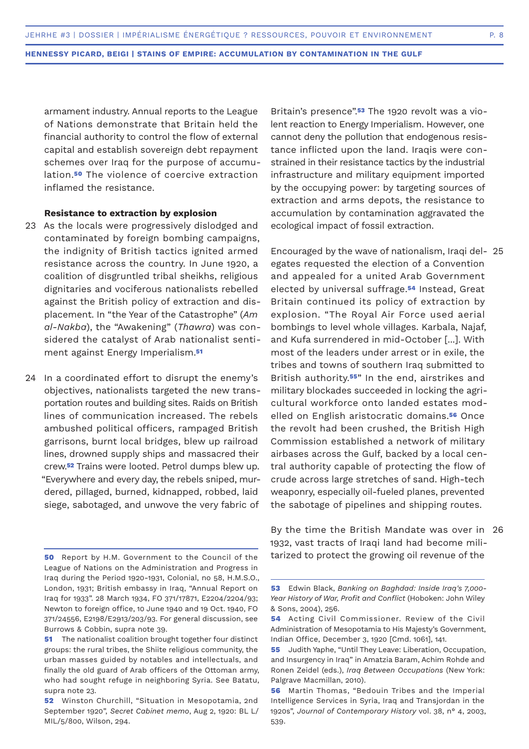armament industry. Annual reports to the League of Nations demonstrate that Britain held the financial authority to control the flow of external capital and establish sovereign debt repayment schemes over Iraq for the purpose of accumulation.[50] The violence of coercive extraction inflamed the resistance.

### Resistance to extraction by explosion

23 As the locals were progressively dislodged and contaminated by foreign bombing campaigns, the indignity of British tactics ignited armed resistance across the country. In June 1920, a coalition of disgruntled tribal sheikhs, religious dignitaries and vociferous nationalists rebelled against the British policy of extraction and displacement. In "the Year of the Catastrophe" (*Am al-Nakba*), the "Awakening" (*Thawra*) was considered the catalyst of Arab nationalist sentiment against Energy Imperialism.[51]

24 In a coordinated effort to disrupt the enemy's objectives, nationalists targeted the new transportation routes and building sites. Raids on British lines of communication increased. The rebels ambushed political officers, rampaged British garrisons, burnt local bridges, blew up railroad lines, drowned supply ships and massacred their crew.[52] Trains were looted. Petrol dumps blew up. "Everywhere and every day, the rebels sniped, murdered, pillaged, burned, kidnapped, robbed, laid siege, sabotaged, and unwove the very fabric of Britain's presence".[53] The 1920 revolt was a violent reaction to Energy Imperialism. However, one cannot deny the pollution that endogenous resistance inflicted upon the land. Iraqis were constrained in their resistance tactics by the industrial infrastructure and military equipment imported by the occupying power: by targeting sources of extraction and arms depots, the resistance to accumulation by contamination aggravated the ecological impact of fossil extraction.

25 Encouraged by the wave of nationalism, Iraqi delegates requested the election of a Convention and appealed for a united Arab Government elected by universal suffrage.[54] Instead, Great Britain continued its policy of extraction by explosion. "The Royal Air Force used aerial bombings to level whole villages. Karbala, Najaf, and Kufa surrendered in mid-October [...]. With most of the leaders under arrest or in exile, the tribes and towns of southern Iraq submitted to British authority.[55]" In the end, airstrikes and military blockades succeeded in locking the agricultural workforce onto landed estates modelled on English aristocratic domains.[56] Once the revolt had been crushed, the British High Commission established a network of military airbases across the Gulf, backed by a local central authority capable of protecting the flow of crude across large stretches of sand. High-tech weaponry, especially oil-fueled planes, prevented the sabotage of pipelines and shipping routes.

26 By the time the British Mandate was over in 1932, vast tracts of Iraqi land had become militarized to protect the growing oil revenue of the

---

**50** Report by H.M. Government to the Council of the League of Nations on the Administration and Progress in Iraq during the Period 1920-1931, Colonial, no 58, H.M.S.O., London, 1931; British embassy in Iraq, "Annual Report on Iraq for 1933". 28 March 1934, FO 371/17871, E2204/2204/93; Newton to foreign office, 10 June 1940 and 19 Oct. 1940, FO 371/24556, E2198/E2913/203/93. For general discussion, see Burrows & Cobbin, supra note 39.

**51** The nationalist coalition brought together four distinct groups: the rural tribes, the Shiite religious community, the urban masses guided by notables and intellectuals, and finally the old guard of Arab officers of the Ottoman army, who had sought refuge in neighboring Syria. See Batatu, supra note 23.

**52** Winston Churchill, "Situation in Mesopotamia, 2nd September 1920", *Secret Cabinet memo*, Aug 2, 1920: BL L/MIL/5/800, Wilson, 294.

**53** Edwin Black, *Banking on Baghdad: Inside Iraq's 7,000-Year History of War, Profit and Conflict* (Hoboken: John Wiley & Sons, 2004), 256.

**54** Acting Civil Commissioner. Review of the Civil Administration of Mesopotamia to His Majesty's Government, Indian Office, December 3, 1920 [Cmd. 1061], 141.

**55** Judith Yaphe, "Until They Leave: Liberation, Occupation, and Insurgency in Iraq" in Amatzia Baram, Achim Rohde and Ronen Zeidel (eds.), *Iraq Between Occupations* (New York: Palgrave Macmillan, 2010).

**56** Martin Thomas, "Bedouin Tribes and the Imperial Intelligence Services in Syria, Iraq and Transjordan in the 1920s", *Journal of Contemporary History* vol. 38, n° 4, 2003, 539.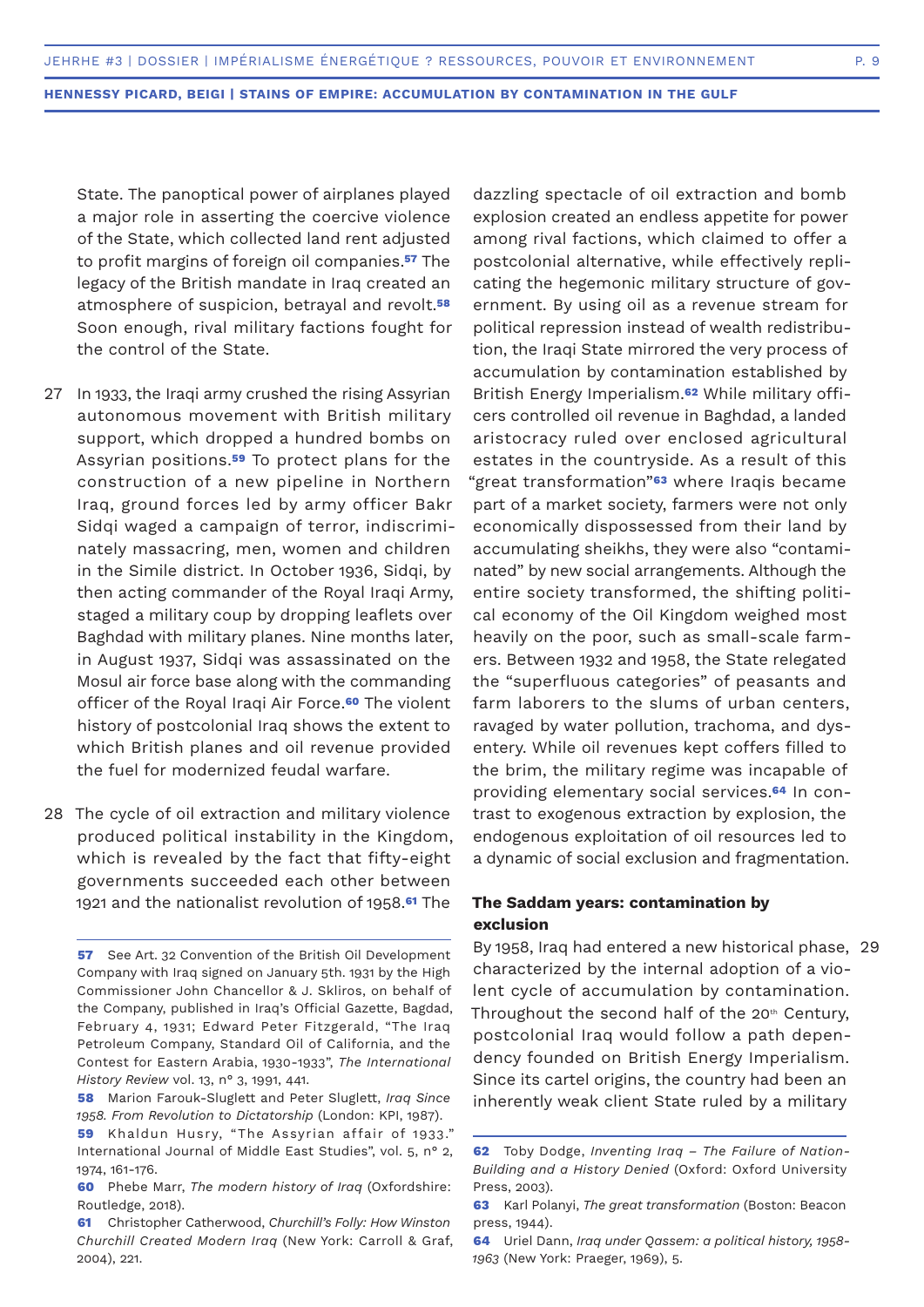State. The panoptical power of airplanes played a major role in asserting the coercive violence of the State, which collected land rent adjusted to profit margins of foreign oil companies.[57] The legacy of the British mandate in Iraq created an atmosphere of suspicion, betrayal and revolt.[58] Soon enough, rival military factions fought for the control of the State.

27 In 1933, the Iraqi army crushed the rising Assyrian autonomous movement with British military support, which dropped a hundred bombs on Assyrian positions.[59] To protect plans for the construction of a new pipeline in Northern Iraq, ground forces led by army officer Bakr Sidqi waged a campaign of terror, indiscriminately massacring, men, women and children in the Simile district. In October 1936, Sidqi, by then acting commander of the Royal Iraqi Army, staged a military coup by dropping leaflets over Baghdad with military planes. Nine months later, in August 1937, Sidqi was assassinated on the Mosul air force base along with the commanding officer of the Royal Iraqi Air Force.[60] The violent history of postcolonial Iraq shows the extent to which British planes and oil revenue provided the fuel for modernized feudal warfare.

28 The cycle of oil extraction and military violence produced political instability in the Kingdom, which is revealed by the fact that fifty-eight governments succeeded each other between 1921 and the nationalist revolution of 1958.[61] The dazzling spectacle of oil extraction and bomb explosion created an endless appetite for power among rival factions, which claimed to offer a postcolonial alternative, while effectively replicating the hegemonic military structure of government. By using oil as a revenue stream for political repression instead of wealth redistribution, the Iraqi State mirrored the very process of accumulation by contamination established by British Energy Imperialism.[62] While military officers controlled oil revenue in Baghdad, a landed aristocracy ruled over enclosed agricultural estates in the countryside. As a result of this "great transformation"[63] where Iraqis became part of a market society, farmers were not only economically dispossessed from their land by accumulating sheikhs, they were also "contaminated" by new social arrangements. Although the entire society transformed, the shifting political economy of the Oil Kingdom weighed most heavily on the poor, such as small-scale farmers. Between 1932 and 1958, the State relegated the "superfluous categories" of peasants and farm laborers to the slums of urban centers, ravaged by water pollution, trachoma, and dysentery. While oil revenues kept coffers filled to the brim, the military regime was incapable of providing elementary social services.[64] In contrast to exogenous extraction by explosion, the endogenous exploitation of oil resources led to a dynamic of social exclusion and fragmentation.

### The Saddam years: contamination by exclusion

29 By 1958, Iraq had entered a new historical phase, characterized by the internal adoption of a violent cycle of accumulation by contamination. Throughout the second half of the 20th Century, postcolonial Iraq would follow a path dependency founded on British Energy Imperialism. Since its cartel origins, the country had been an inherently weak client State ruled by a military

---

[57] See Art. 32 Convention of the British Oil Development Company with Iraq signed on January 5th. 1931 by the High Commissioner John Chancellor & J. Skliros, on behalf of the Company, published in Iraq's Official Gazette, Bagdad, February 4, 1931; Edward Peter Fitzgerald, "The Iraq Petroleum Company, Standard Oil of California, and the Contest for Eastern Arabia, 1930-1933", *The International History Review* vol. 13, n° 3, 1991, 441.

[58] Marion Farouk-Sluglett and Peter Sluglett, *Iraq Since 1958. From Revolution to Dictatorship* (London: KPI, 1987).

[59] Khaldun Husry, "The Assyrian affair of 1933." International Journal of Middle East Studies", vol. 5, n° 2, 1974, 161-176.

[60] Phebe Marr, *The modern history of Iraq* (Oxfordshire: Routledge, 2018).

[61] Christopher Catherwood, *Churchill's Folly: How Winston Churchill Created Modern Iraq* (New York: Carroll & Graf, 2004), 221.

[62] Toby Dodge, *Inventing Iraq – The Failure of Nation-Building and a History Denied* (Oxford: Oxford University Press, 2003).

[63] Karl Polanyi, *The great transformation* (Boston: Beacon press, 1944).

[64] Uriel Dann, *Iraq under Qassem: a political history, 1958-1963* (New York: Praeger, 1969), 5.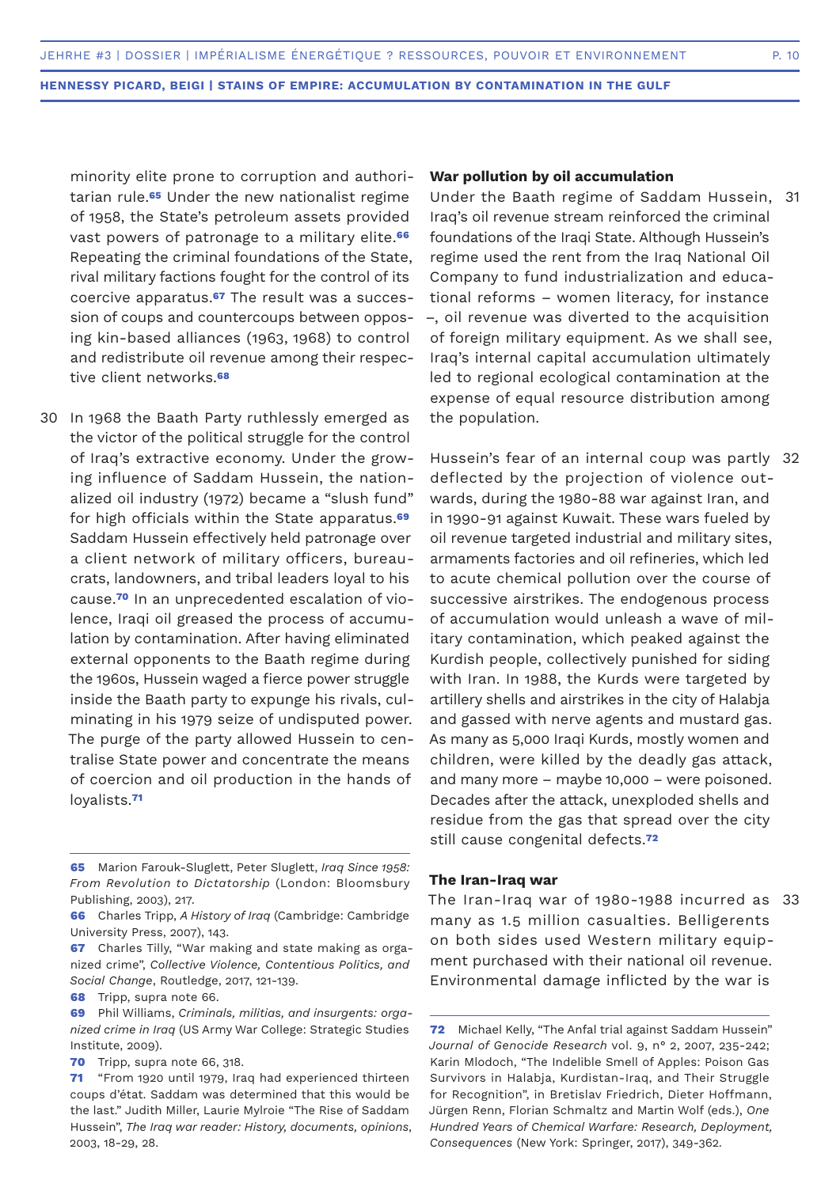minority elite prone to corruption and authoritarian rule.[65] Under the new nationalist regime of 1958, the State's petroleum assets provided vast powers of patronage to a military elite.[66] Repeating the criminal foundations of the State, rival military factions fought for the control of its coercive apparatus.[67] The result was a succession of coups and countercoups between opposing kin-based alliances (1963, 1968) to control and redistribute oil revenue among their respective client networks.[68]

30 In 1968 the Baath Party ruthlessly emerged as the victor of the political struggle for the control of Iraq's extractive economy. Under the growing influence of Saddam Hussein, the nationalized oil industry (1972) became a "slush fund" for high officials within the State apparatus.[69] Saddam Hussein effectively held patronage over a client network of military officers, bureaucrats, landowners, and tribal leaders loyal to his cause.[70] In an unprecedented escalation of violence, Iraqi oil greased the process of accumulation by contamination. After having eliminated external opponents to the Baath regime during the 1960s, Hussein waged a fierce power struggle inside the Baath party to expunge his rivals, culminating in his 1979 seize of undisputed power. The purge of the party allowed Hussein to centralise State power and concentrate the means of coercion and oil production in the hands of loyalists.[71]

**War pollution by oil accumulation**

31 Under the Baath regime of Saddam Hussein, Iraq's oil revenue stream reinforced the criminal foundations of the Iraqi State. Although Hussein's regime used the rent from the Iraq National Oil Company to fund industrialization and educational reforms – women literacy, for instance –, oil revenue was diverted to the acquisition of foreign military equipment. As we shall see, Iraq's internal capital accumulation ultimately led to regional ecological contamination at the expense of equal resource distribution among the population.

32 Hussein's fear of an internal coup was partly deflected by the projection of violence outwards, during the 1980-88 war against Iran, and in 1990-91 against Kuwait. These wars fueled by oil revenue targeted industrial and military sites, armaments factories and oil refineries, which led to acute chemical pollution over the course of successive airstrikes. The endogenous process of accumulation would unleash a wave of military contamination, which peaked against the Kurdish people, collectively punished for siding with Iran. In 1988, the Kurds were targeted by artillery shells and airstrikes in the city of Halabja and gassed with nerve agents and mustard gas. As many as 5,000 Iraqi Kurds, mostly women and children, were killed by the deadly gas attack, and many more – maybe 10,000 – were poisoned. Decades after the attack, unexploded shells and residue from the gas that spread over the city still cause congenital defects.[72]

**The Iran-Iraq war**

33 The Iran-Iraq war of 1980-1988 incurred as many as 1.5 million casualties. Belligerents on both sides used Western military equipment purchased with their national oil revenue. Environmental damage inflicted by the war is

---

65 Marion Farouk-Sluglett, Peter Sluglett, *Iraq Since 1958: From Revolution to Dictatorship* (London: Bloomsbury Publishing, 2003), 217.

66 Charles Tripp, *A History of Iraq* (Cambridge: Cambridge University Press, 2007), 143.

67 Charles Tilly, "War making and state making as organized crime", *Collective Violence, Contentious Politics, and Social Change*, Routledge, 2017, 121-139.

68 Tripp, supra note 66.

69 Phil Williams, *Criminals, militias, and insurgents: organized crime in Iraq* (US Army War College: Strategic Studies Institute, 2009).

70 Tripp, supra note 66, 318.

71 "From 1920 until 1979, Iraq had experienced thirteen coups d'état. Saddam was determined that this would be the last." Judith Miller, Laurie Mylroie "The Rise of Saddam Hussein", *The Iraq war reader: History, documents, opinions*, 2003, 18-29, 28.

72 Michael Kelly, "The Anfal trial against Saddam Hussein" *Journal of Genocide Research* vol. 9, n° 2, 2007, 235-242; Karin Mlodoch, "The Indelible Smell of Apples: Poison Gas Survivors in Halabja, Kurdistan-Iraq, and Their Struggle for Recognition", in Bretislav Friedrich, Dieter Hoffmann, Jürgen Renn, Florian Schmaltz and Martin Wolf (eds.), *One Hundred Years of Chemical Warfare: Research, Deployment, Consequences* (New York: Springer, 2017), 349-362.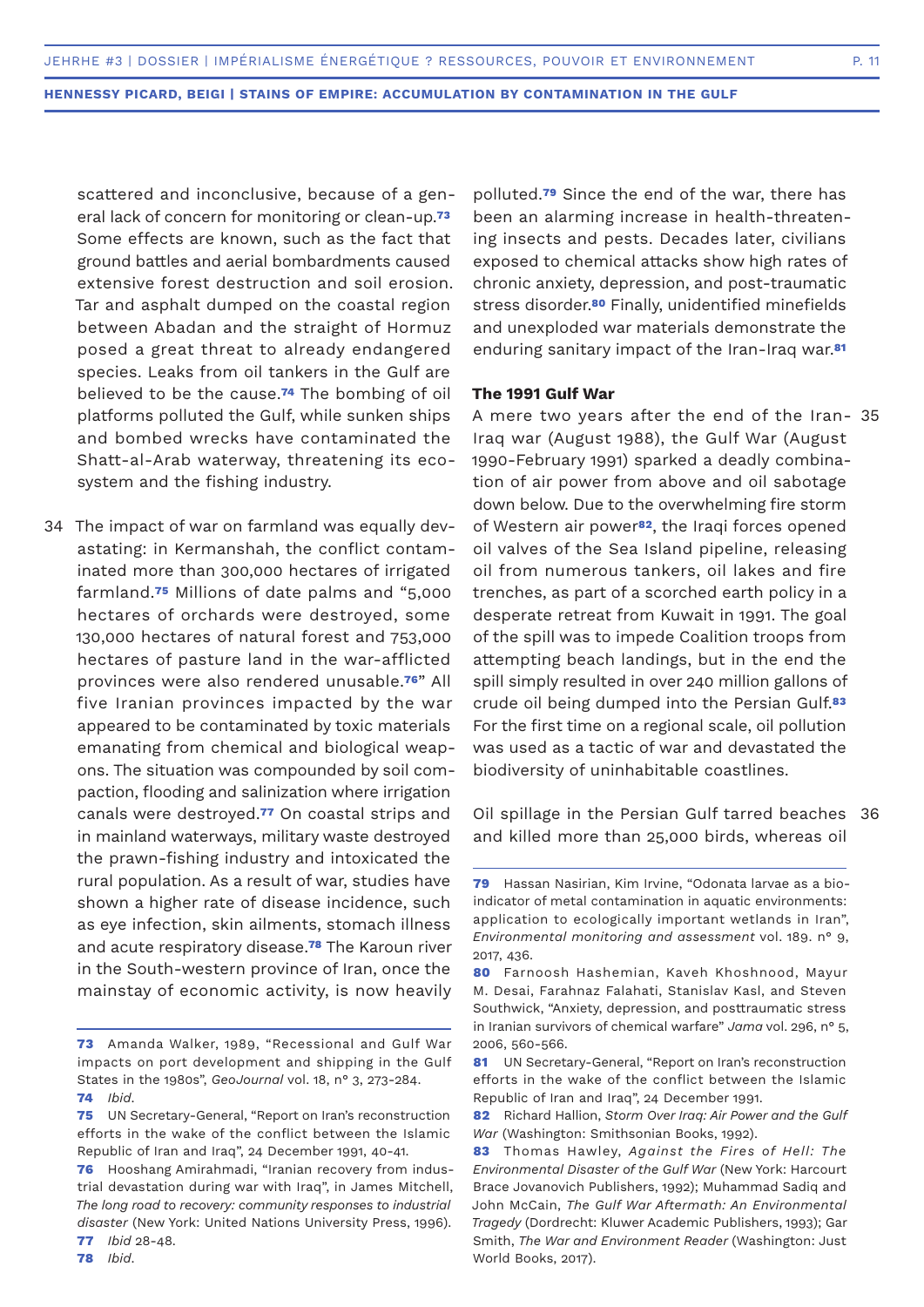scattered and inconclusive, because of a general lack of concern for monitoring or clean-up.[73] Some effects are known, such as the fact that ground battles and aerial bombardments caused extensive forest destruction and soil erosion. Tar and asphalt dumped on the coastal region between Abadan and the straight of Hormuz posed a great threat to already endangered species. Leaks from oil tankers in the Gulf are believed to be the cause.[74] The bombing of oil platforms polluted the Gulf, while sunken ships and bombed wrecks have contaminated the Shatt-al-Arab waterway, threatening its ecosystem and the fishing industry.

34 The impact of war on farmland was equally devastating: in Kermanshah, the conflict contaminated more than 300,000 hectares of irrigated farmland.[75] Millions of date palms and "5,000 hectares of orchards were destroyed, some 130,000 hectares of natural forest and 753,000 hectares of pasture land in the war-afflicted provinces were also rendered unusable.[76]" All five Iranian provinces impacted by the war appeared to be contaminated by toxic materials emanating from chemical and biological weapons. The situation was compounded by soil compaction, flooding and salinization where irrigation canals were destroyed.[77] On coastal strips and in mainland waterways, military waste destroyed the prawn-fishing industry and intoxicated the rural population. As a result of war, studies have shown a higher rate of disease incidence, such as eye infection, skin ailments, stomach illness and acute respiratory disease.[78] The Karoun river in the South-western province of Iran, once the mainstay of economic activity, is now heavily polluted.[79] Since the end of the war, there has been an alarming increase in health-threatening insects and pests. Decades later, civilians exposed to chemical attacks show high rates of chronic anxiety, depression, and post-traumatic stress disorder.[80] Finally, unidentified minefields and unexploded war materials demonstrate the enduring sanitary impact of the Iran-Iraq war.[81]

**The 1991 Gulf War**

35 A mere two years after the end of the Iran-Iraq war (August 1988), the Gulf War (August 1990-February 1991) sparked a deadly combination of air power from above and oil sabotage down below. Due to the overwhelming fire storm of Western air power[82], the Iraqi forces opened oil valves of the Sea Island pipeline, releasing oil from numerous tankers, oil lakes and fire trenches, as part of a scorched earth policy in a desperate retreat from Kuwait in 1991. The goal of the spill was to impede Coalition troops from attempting beach landings, but in the end the spill simply resulted in over 240 million gallons of crude oil being dumped into the Persian Gulf.[83] For the first time on a regional scale, oil pollution was used as a tactic of war and devastated the biodiversity of uninhabitable coastlines.

36 Oil spillage in the Persian Gulf tarred beaches and killed more than 25,000 birds, whereas oil

---

[73] Amanda Walker, 1989, "Recessional and Gulf War impacts on port development and shipping in the Gulf States in the 1980s", *GeoJournal* vol. 18, n° 3, 273-284.

[74] *Ibid.*

[75] UN Secretary-General, "Report on Iran's reconstruction efforts in the wake of the conflict between the Islamic Republic of Iran and Iraq", 24 December 1991, 40-41.

[76] Hooshang Amirahmadi, "Iranian recovery from industrial devastation during war with Iraq", in James Mitchell, *The long road to recovery: community responses to industrial disaster* (New York: United Nations University Press, 1996).

[77] *Ibid* 28-48.

[78] *Ibid.*

[79] Hassan Nasirian, Kim Irvine, "Odonata larvae as a bioindicator of metal contamination in aquatic environments: application to ecologically important wetlands in Iran", *Environmental monitoring and assessment* vol. 189. n° 9, 2017, 436.

[80] Farnoosh Hashemian, Kaveh Khoshnood, Mayur M. Desai, Farahnaz Falahati, Stanislav Kasl, and Steven Southwick, "Anxiety, depression, and posttraumatic stress in Iranian survivors of chemical warfare" *Jama* vol. 296, n° 5, 2006, 560-566.

[81] UN Secretary-General, "Report on Iran's reconstruction efforts in the wake of the conflict between the Islamic Republic of Iran and Iraq", 24 December 1991.

[82] Richard Hallion, *Storm Over Iraq: Air Power and the Gulf War* (Washington: Smithsonian Books, 1992).

[83] Thomas Hawley, *Against the Fires of Hell: The Environmental Disaster of the Gulf War* (New York: Harcourt Brace Jovanovich Publishers, 1992); Muhammad Sadiq and John McCain, *The Gulf War Aftermath: An Environmental Tragedy* (Dordrecht: Kluwer Academic Publishers, 1993); Gar Smith, *The War and Environment Reader* (Washington: Just World Books, 2017).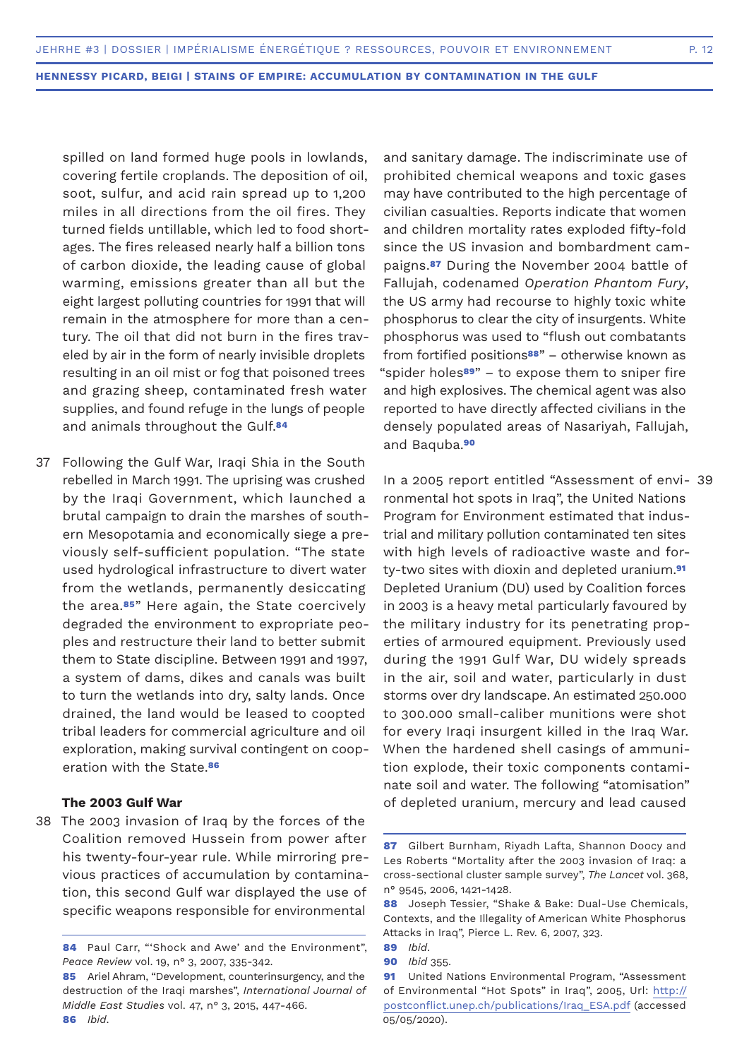spilled on land formed huge pools in lowlands, covering fertile croplands. The deposition of oil, soot, sulfur, and acid rain spread up to 1,200 miles in all directions from the oil fires. They turned fields untillable, which led to food shortages. The fires released nearly half a billion tons of carbon dioxide, the leading cause of global warming, emissions greater than all but the eight largest polluting countries for 1991 that will remain in the atmosphere for more than a century. The oil that did not burn in the fires traveled by air in the form of nearly invisible droplets resulting in an oil mist or fog that poisoned trees and grazing sheep, contaminated fresh water supplies, and found refuge in the lungs of people and animals throughout the Gulf.[84]

37 Following the Gulf War, Iraqi Shia in the South rebelled in March 1991. The uprising was crushed by the Iraqi Government, which launched a brutal campaign to drain the marshes of southern Mesopotamia and economically siege a previously self-sufficient population. "The state used hydrological infrastructure to divert water from the wetlands, permanently desiccating the area.[85]" Here again, the State coercively degraded the environment to expropriate peoples and restructure their land to better submit them to State discipline. Between 1991 and 1997, a system of dams, dikes and canals was built to turn the wetlands into dry, salty lands. Once drained, the land would be leased to coopted tribal leaders for commercial agriculture and oil exploration, making survival contingent on cooperation with the State.[86]

### The 2003 Gulf War

38 The 2003 invasion of Iraq by the forces of the Coalition removed Hussein from power after his twenty-four-year rule. While mirroring previous practices of accumulation by contamination, this second Gulf war displayed the use of specific weapons responsible for environmental and sanitary damage. The indiscriminate use of prohibited chemical weapons and toxic gases may have contributed to the high percentage of civilian casualties. Reports indicate that women and children mortality rates exploded fifty-fold since the US invasion and bombardment campaigns.[87] During the November 2004 battle of Fallujah, codenamed *Operation Phantom Fury*, the US army had recourse to highly toxic white phosphorus to clear the city of insurgents. White phosphorus was used to "flush out combatants from fortified positions[88]" – otherwise known as "spider holes[89]" – to expose them to sniper fire and high explosives. The chemical agent was also reported to have directly affected civilians in the densely populated areas of Nasariyah, Fallujah, and Baquba.[90]

39 In a 2005 report entitled "Assessment of environmental hot spots in Iraq", the United Nations Program for Environment estimated that industrial and military pollution contaminated ten sites with high levels of radioactive waste and forty-two sites with dioxin and depleted uranium.[91] Depleted Uranium (DU) used by Coalition forces in 2003 is a heavy metal particularly favoured by the military industry for its penetrating properties of armoured equipment. Previously used during the 1991 Gulf War, DU widely spreads in the air, soil and water, particularly in dust storms over dry landscape. An estimated 250.000 to 300.000 small-caliber munitions were shot for every Iraqi insurgent killed in the Iraq War. When the hardened shell casings of ammunition explode, their toxic components contaminate soil and water. The following "atomisation" of depleted uranium, mercury and lead caused

---

**84** Paul Carr, "'Shock and Awe' and the Environment", *Peace Review* vol. 19, n° 3, 2007, 335-342.

**85** Ariel Ahram, "Development, counterinsurgency, and the destruction of the Iraqi marshes", *International Journal of Middle East Studies* vol. 47, n° 3, 2015, 447-466.

**86** *Ibid.*

**87** Gilbert Burnham, Riyadh Lafta, Shannon Doocy and Les Roberts "Mortality after the 2003 invasion of Iraq: a cross-sectional cluster sample survey", *The Lancet* vol. 368, n° 9545, 2006, 1421-1428.

**88** Joseph Tessier, "Shake & Bake: Dual-Use Chemicals, Contexts, and the Illegality of American White Phosphorus Attacks in Iraq", Pierce L. Rev. 6, 2007, 323.

**89** *Ibid.*

**90** *Ibid* 355.

**91** United Nations Environmental Program, "Assessment of Environmental "Hot Spots" in Iraq", 2005, Url: http://postconflict.unep.ch/publications/Iraq_ESA.pdf (accessed 05/05/2020).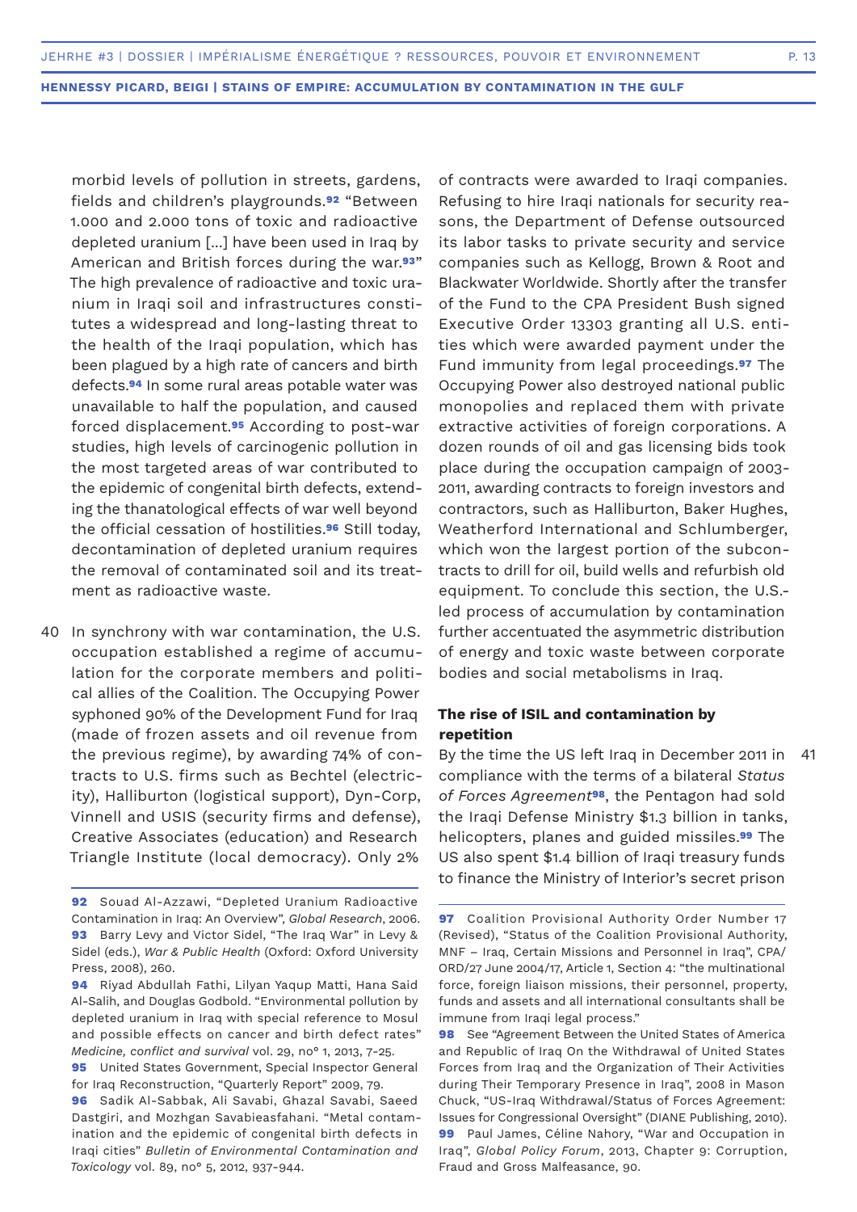morbid levels of pollution in streets, gardens, fields and children's playgrounds.[92] "Between 1.000 and 2.000 tons of toxic and radioactive depleted uranium [...] have been used in Iraq by American and British forces during the war.[93]" The high prevalence of radioactive and toxic uranium in Iraqi soil and infrastructures constitutes a widespread and long-lasting threat to the health of the Iraqi population, which has been plagued by a high rate of cancers and birth defects.[94] In some rural areas potable water was unavailable to half the population, and caused forced displacement.[95] According to post-war studies, high levels of carcinogenic pollution in the most targeted areas of war contributed to the epidemic of congenital birth defects, extending the thanatological effects of war well beyond the official cessation of hostilities.[96] Still today, decontamination of depleted uranium requires the removal of contaminated soil and its treatment as radioactive waste.

40 In synchrony with war contamination, the U.S. occupation established a regime of accumulation for the corporate members and political allies of the Coalition. The Occupying Power syphoned 90% of the Development Fund for Iraq (made of frozen assets and oil revenue from the previous regime), by awarding 74% of contracts to U.S. firms such as Bechtel (electricity), Halliburton (logistical support), Dyn-Corp, Vinnell and USIS (security firms and defense), Creative Associates (education) and Research Triangle Institute (local democracy). Only 2% of contracts were awarded to Iraqi companies. Refusing to hire Iraqi nationals for security reasons, the Department of Defense outsourced its labor tasks to private security and service companies such as Kellogg, Brown & Root and Blackwater Worldwide. Shortly after the transfer of the Fund to the CPA President Bush signed Executive Order 13303 granting all U.S. entities which were awarded payment under the Fund immunity from legal proceedings.[97] The Occupying Power also destroyed national public monopolies and replaced them with private extractive activities of foreign corporations. A dozen rounds of oil and gas licensing bids took place during the occupation campaign of 2003-2011, awarding contracts to foreign investors and contractors, such as Halliburton, Baker Hughes, Weatherford International and Schlumberger, which won the largest portion of the subcontracts to drill for oil, build wells and refurbish old equipment. To conclude this section, the U.S.-led process of accumulation by contamination further accentuated the asymmetric distribution of energy and toxic waste between corporate bodies and social metabolisms in Iraq.

### The rise of ISIL and contamination by repetition

41 By the time the US left Iraq in December 2011 in compliance with the terms of a bilateral *Status of Forces Agreement*[98], the Pentagon had sold the Iraqi Defense Ministry $1.3 billion in tanks, helicopters, planes and guided missiles.[99] The US also spent $1.4 billion of Iraqi treasury funds to finance the Ministry of Interior's secret prison

---

92 Souad Al-Azzawi, "Depleted Uranium Radioactive Contamination in Iraq: An Overview", *Global Research*, 2006.

93 Barry Levy and Victor Sidel, "The Iraq War" in Levy & Sidel (eds.), *War & Public Health* (Oxford: Oxford University Press, 2008), 260.

94 Riyad Abdullah Fathi, Lilyan Yaqup Matti, Hana Said Al-Salih, and Douglas Godbold. "Environmental pollution by depleted uranium in Iraq with special reference to Mosul and possible effects on cancer and birth defect rates" *Medicine, conflict and survival* vol. 29, no° 1, 2013, 7-25.

95 United States Government, Special Inspector General for Iraq Reconstruction, "Quarterly Report" 2009, 79.

96 Sadik Al-Sabbak, Ali Savabi, Ghazal Savabi, Saeed Dastgiri, and Mozhgan Savabieasfahani. "Metal contamination and the epidemic of congenital birth defects in Iraqi cities" *Bulletin of Environmental Contamination and Toxicology* vol. 89, no° 5, 2012, 937-944.

97 Coalition Provisional Authority Order Number 17 (Revised), "Status of the Coalition Provisional Authority, MNF – Iraq, Certain Missions and Personnel in Iraq", CPA/ORD/27 June 2004/17, Article 1, Section 4: "the multinational force, foreign liaison missions, their personnel, property, funds and assets and all international consultants shall be immune from Iraqi legal process."

98 See "Agreement Between the United States of America and Republic of Iraq On the Withdrawal of United States Forces from Iraq and the Organization of Their Activities during Their Temporary Presence in Iraq", 2008 in Mason Chuck, "US-Iraq Withdrawal/Status of Forces Agreement: Issues for Congressional Oversight" (DIANE Publishing, 2010).

99 Paul James, Céline Nahory, "War and Occupation in Iraq", *Global Policy Forum*, 2013, Chapter 9: Corruption, Fraud and Gross Malfeasance, 90.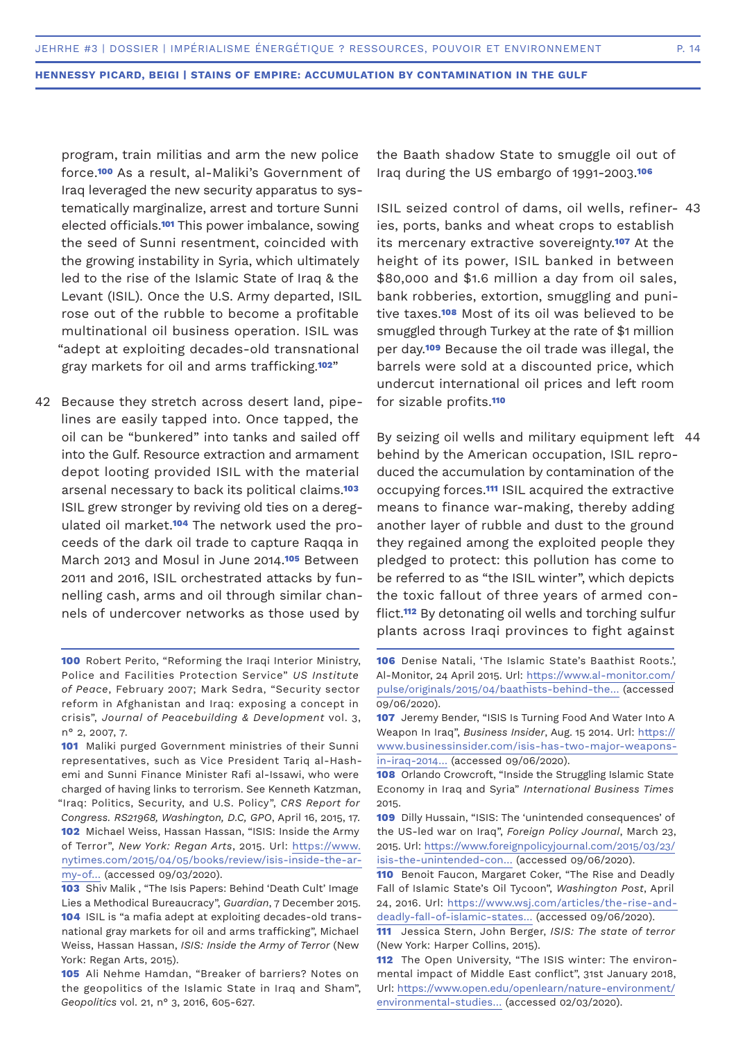program, train militias and arm the new police force.[100] As a result, al-Maliki's Government of Iraq leveraged the new security apparatus to systematically marginalize, arrest and torture Sunni elected officials.[101] This power imbalance, sowing the seed of Sunni resentment, coincided with the growing instability in Syria, which ultimately led to the rise of the Islamic State of Iraq & the Levant (ISIL). Once the U.S. Army departed, ISIL rose out of the rubble to become a profitable multinational oil business operation. ISIL was "adept at exploiting decades-old transnational gray markets for oil and arms trafficking.[102]"

42 Because they stretch across desert land, pipelines are easily tapped into. Once tapped, the oil can be "bunkered" into tanks and sailed off into the Gulf. Resource extraction and armament depot looting provided ISIL with the material arsenal necessary to back its political claims.[103] ISIL grew stronger by reviving old ties on a deregulated oil market.[104] The network used the proceeds of the dark oil trade to capture Raqqa in March 2013 and Mosul in June 2014.[105] Between 2011 and 2016, ISIL orchestrated attacks by funnelling cash, arms and oil through similar channels of undercover networks as those used by the Baath shadow State to smuggle oil out of Iraq during the US embargo of 1991-2003.[106]

43 ISIL seized control of dams, oil wells, refineries, ports, banks and wheat crops to establish its mercenary extractive sovereignty.[107] At the height of its power, ISIL banked in between $80,000 and $1.6 million a day from oil sales, bank robberies, extortion, smuggling and punitive taxes.[108] Most of its oil was believed to be smuggled through Turkey at the rate of $1 million per day.[109] Because the oil trade was illegal, the barrels were sold at a discounted price, which undercut international oil prices and left room for sizable profits.[110]

44 By seizing oil wells and military equipment left behind by the American occupation, ISIL reproduced the accumulation by contamination of the occupying forces.[111] ISIL acquired the extractive means to finance war-making, thereby adding another layer of rubble and dust to the ground they regained among the exploited people they pledged to protect: this pollution has come to be referred to as "the ISIL winter", which depicts the toxic fallout of three years of armed conflict.[112] By detonating oil wells and torching sulfur plants across Iraqi provinces to fight against

---

**100** Robert Perito, "Reforming the Iraqi Interior Ministry, Police and Facilities Protection Service" *US Institute of Peace*, February 2007; Mark Sedra, "Security sector reform in Afghanistan and Iraq: exposing a concept in crisis", *Journal of Peacebuilding & Development* vol. 3, n° 2, 2007, 7.

**101** Maliki purged Government ministries of their Sunni representatives, such as Vice President Tariq al-Hashemi and Sunni Finance Minister Rafi al-Issawi, who were charged of having links to terrorism. See Kenneth Katzman, "Iraq: Politics, Security, and U.S. Policy", *CRS Report for Congress. RS21968, Washington, D.C, GPO*, April 16, 2015, 17.

**102** Michael Weiss, Hassan Hassan, "ISIS: Inside the Army of Terror", *New York: Regan Arts*, 2015. Url: https://www.nytimes.com/2015/04/05/books/review/isis-inside-the-army-of... (accessed 09/03/2020).

**103** Shiv Malik , "The Isis Papers: Behind 'Death Cult' Image Lies a Methodical Bureaucracy", *Guardian*, 7 December 2015.

**104** ISIL is "a mafia adept at exploiting decades-old transnational gray markets for oil and arms trafficking", Michael Weiss, Hassan Hassan, *ISIS: Inside the Army of Terror* (New York: Regan Arts, 2015).

**105** Ali Nehme Hamdan, "Breaker of barriers? Notes on the geopolitics of the Islamic State in Iraq and Sham", *Geopolitics* vol. 21, n° 3, 2016, 605-627.

**106** Denise Natali, 'The Islamic State's Baathist Roots.', Al-Monitor, 24 April 2015. Url: https://www.al-monitor.com/pulse/originals/2015/04/baathists-behind-the... (accessed 09/06/2020).

**107** Jeremy Bender, "ISIS Is Turning Food And Water Into A Weapon In Iraq", *Business Insider*, Aug. 15 2014. Url: https://www.businessinsider.com/isis-has-two-major-weapons-in-iraq-2014... (accessed 09/06/2020).

**108** Orlando Crowcroft, "Inside the Struggling Islamic State Economy in Iraq and Syria" *International Business Times* 2015.

**109** Dilly Hussain, "ISIS: The 'unintended consequences' of the US-led war on Iraq", *Foreign Policy Journal*, March 23, 2015. Url: https://www.foreignpolicyjournal.com/2015/03/23/isis-the-unintended-con... (accessed 09/06/2020).

**110** Benoit Faucon, Margaret Coker, "The Rise and Deadly Fall of Islamic State's Oil Tycoon", *Washington Post*, April 24, 2016. Url: https://www.wsj.com/articles/the-rise-and-deadly-fall-of-islamic-states... (accessed 09/06/2020).

**111** Jessica Stern, John Berger, *ISIS: The state of terror* (New York: Harper Collins, 2015).

**112** The Open University, "The ISIS winter: The environmental impact of Middle East conflict", 31st January 2018, Url: https://www.open.edu/openlearn/nature-environment/environmental-studies... (accessed 02/03/2020).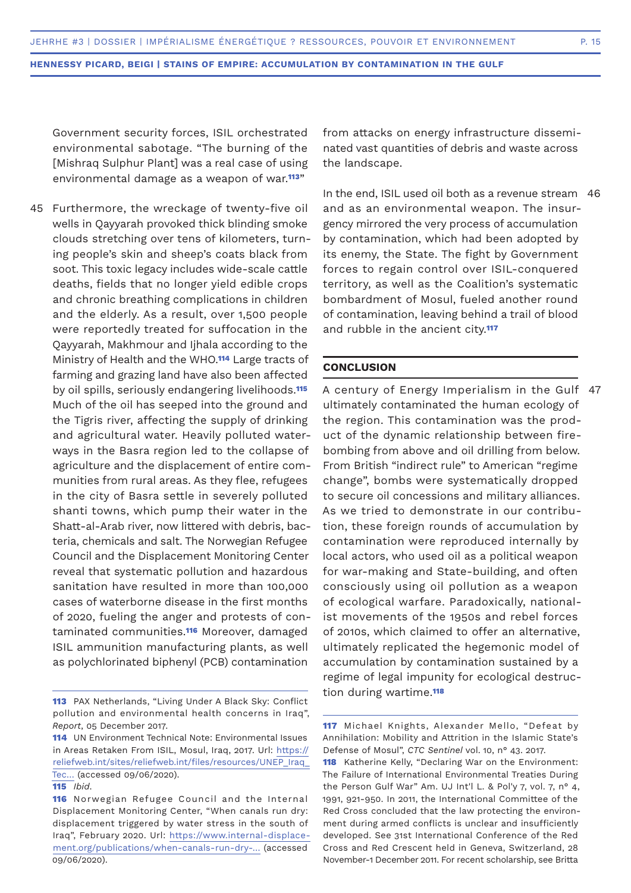Government security forces, ISIL orchestrated environmental sabotage. "The burning of the [Mishraq Sulphur Plant] was a real case of using environmental damage as a weapon of war.[113]"

45 Furthermore, the wreckage of twenty-five oil wells in Qayyarah provoked thick blinding smoke clouds stretching over tens of kilometers, turning people's skin and sheep's coats black from soot. This toxic legacy includes wide-scale cattle deaths, fields that no longer yield edible crops and chronic breathing complications in children and the elderly. As a result, over 1,500 people were reportedly treated for suffocation in the Qayyarah, Makhmour and Ijhala according to the Ministry of Health and the WHO.[114] Large tracts of farming and grazing land have also been affected by oil spills, seriously endangering livelihoods.[115] Much of the oil has seeped into the ground and the Tigris river, affecting the supply of drinking and agricultural water. Heavily polluted waterways in the Basra region led to the collapse of agriculture and the displacement of entire communities from rural areas. As they flee, refugees in the city of Basra settle in severely polluted shanti towns, which pump their water in the Shatt-al-Arab river, now littered with debris, bacteria, chemicals and salt. The Norwegian Refugee Council and the Displacement Monitoring Center reveal that systematic pollution and hazardous sanitation have resulted in more than 100,000 cases of waterborne disease in the first months of 2020, fueling the anger and protests of contaminated communities.[116] Moreover, damaged ISIL ammunition manufacturing plants, as well as polychlorinated biphenyl (PCB) contamination from attacks on energy infrastructure disseminated vast quantities of debris and waste across the landscape.

46 In the end, ISIL used oil both as a revenue stream and as an environmental weapon. The insurgency mirrored the very process of accumulation by contamination, which had been adopted by its enemy, the State. The fight by Government forces to regain control over ISIL-conquered territory, as well as the Coalition's systematic bombardment of Mosul, fueled another round of contamination, leaving behind a trail of blood and rubble in the ancient city.[117]

## CONCLUSION

47 A century of Energy Imperialism in the Gulf ultimately contaminated the human ecology of the region. This contamination was the product of the dynamic relationship between firebombing from above and oil drilling from below. From British "indirect rule" to American "regime change", bombs were systematically dropped to secure oil concessions and military alliances. As we tried to demonstrate in our contribution, these foreign rounds of accumulation by contamination were reproduced internally by local actors, who used oil as a political weapon for war-making and State-building, and often consciously using oil pollution as a weapon of ecological warfare. Paradoxically, nationalist movements of the 1950s and rebel forces of 2010s, which claimed to offer an alternative, ultimately replicated the hegemonic model of accumulation by contamination sustained by a regime of legal impunity for ecological destruction during wartime.[118]

---

**113** PAX Netherlands, "Living Under A Black Sky: Conflict pollution and environmental health concerns in Iraq", *Report*, 05 December 2017.

**114** UN Environment Technical Note: Environmental Issues in Areas Retaken From ISIL, Mosul, Iraq, 2017. Url: https://reliefweb.int/sites/reliefweb.int/files/resources/UNEP_Iraq_Tec... (accessed 09/06/2020).

**115** *Ibid*.

**116** Norwegian Refugee Council and the Internal Displacement Monitoring Center, "When canals run dry: displacement triggered by water stress in the south of Iraq", February 2020. Url: https://www.internal-displacement.org/publications/when-canals-run-dry-... (accessed 09/06/2020).

**117** Michael Knights, Alexander Mello, "Defeat by Annihilation: Mobility and Attrition in the Islamic State's Defense of Mosul", *CTC Sentinel* vol. 10, n° 43. 2017.

**118** Katherine Kelly, "Declaring War on the Environment: The Failure of International Environmental Treaties During the Person Gulf War" Am. UJ Int'l L. & Pol'y 7, vol. 7, n° 4, 1991, 921-950. In 2011, the International Committee of the Red Cross concluded that the law protecting the environment during armed conflicts is unclear and insufficiently developed. See 31st International Conference of the Red Cross and Red Crescent held in Geneva, Switzerland, 28 November-1 December 2011. For recent scholarship, see Britta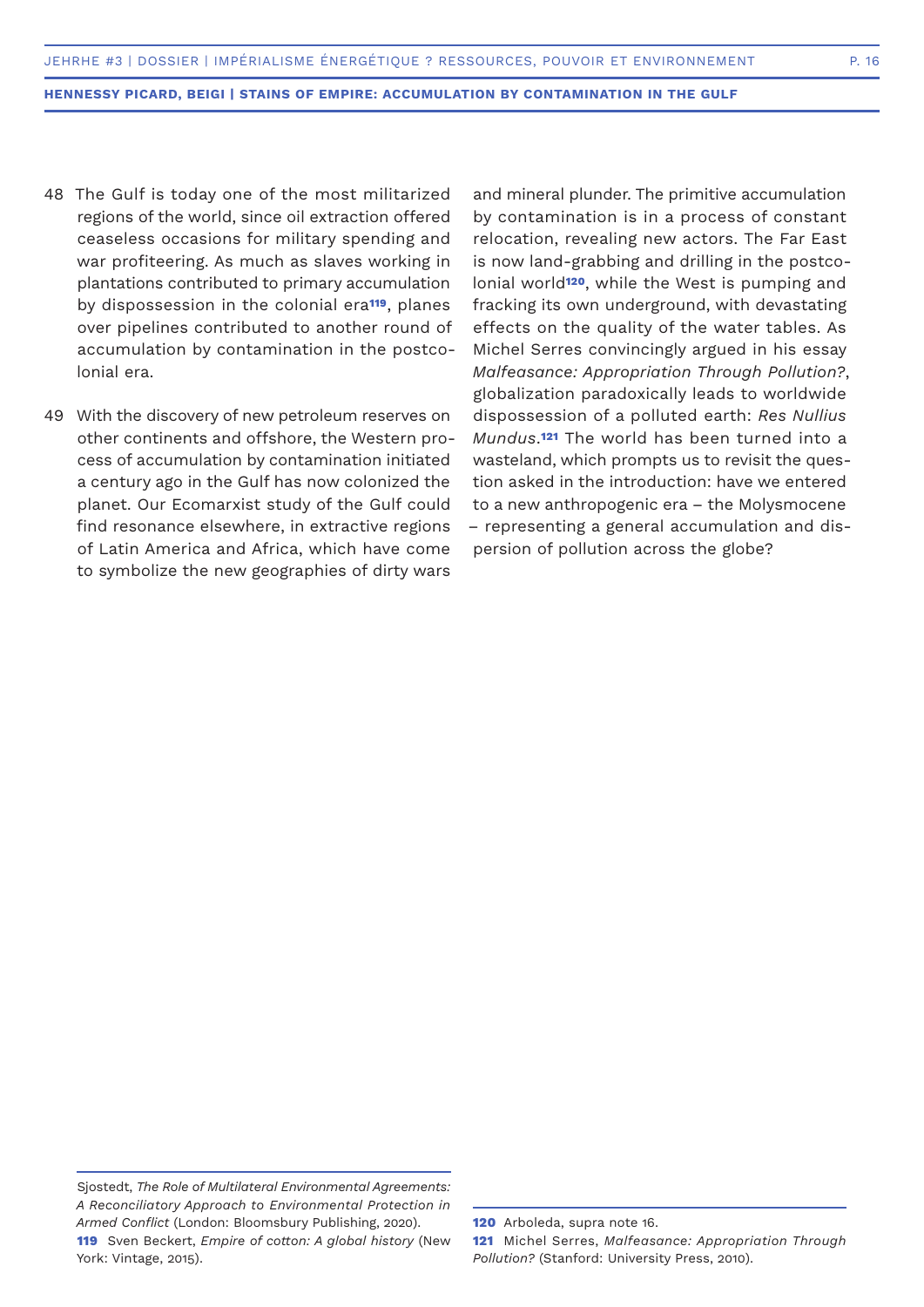48 The Gulf is today one of the most militarized regions of the world, since oil extraction offered ceaseless occasions for military spending and war profiteering. As much as slaves working in plantations contributed to primary accumulation by dispossession in the colonial era[119], planes over pipelines contributed to another round of accumulation by contamination in the postcolonial era.

49 With the discovery of new petroleum reserves on other continents and offshore, the Western process of accumulation by contamination initiated a century ago in the Gulf has now colonized the planet. Our Ecomarxist study of the Gulf could find resonance elsewhere, in extractive regions of Latin America and Africa, which have come to symbolize the new geographies of dirty wars and mineral plunder. The primitive accumulation by contamination is in a process of constant relocation, revealing new actors. The Far East is now land-grabbing and drilling in the postcolonial world[120], while the West is pumping and fracking its own underground, with devastating effects on the quality of the water tables. As Michel Serres convincingly argued in his essay *Malfeasance: Appropriation Through Pollution?*, globalization paradoxically leads to worldwide dispossession of a polluted earth: *Res Nullius Mundus*.[121] The world has been turned into a wasteland, which prompts us to revisit the question asked in the introduction: have we entered to a new anthropogenic era – the Molysmocene – representing a general accumulation and dispersion of pollution across the globe?

---

Sjostedt, *The Role of Multilateral Environmental Agreements: A Reconciliatory Approach to Environmental Protection in Armed Conflict* (London: Bloomsbury Publishing, 2020).

**119** Sven Beckert, *Empire of cotton: A global history* (New York: Vintage, 2015).

**120** Arboleda, supra note 16.

**121** Michel Serres, *Malfeasance: Appropriation Through Pollution?* (Stanford: University Press, 2010).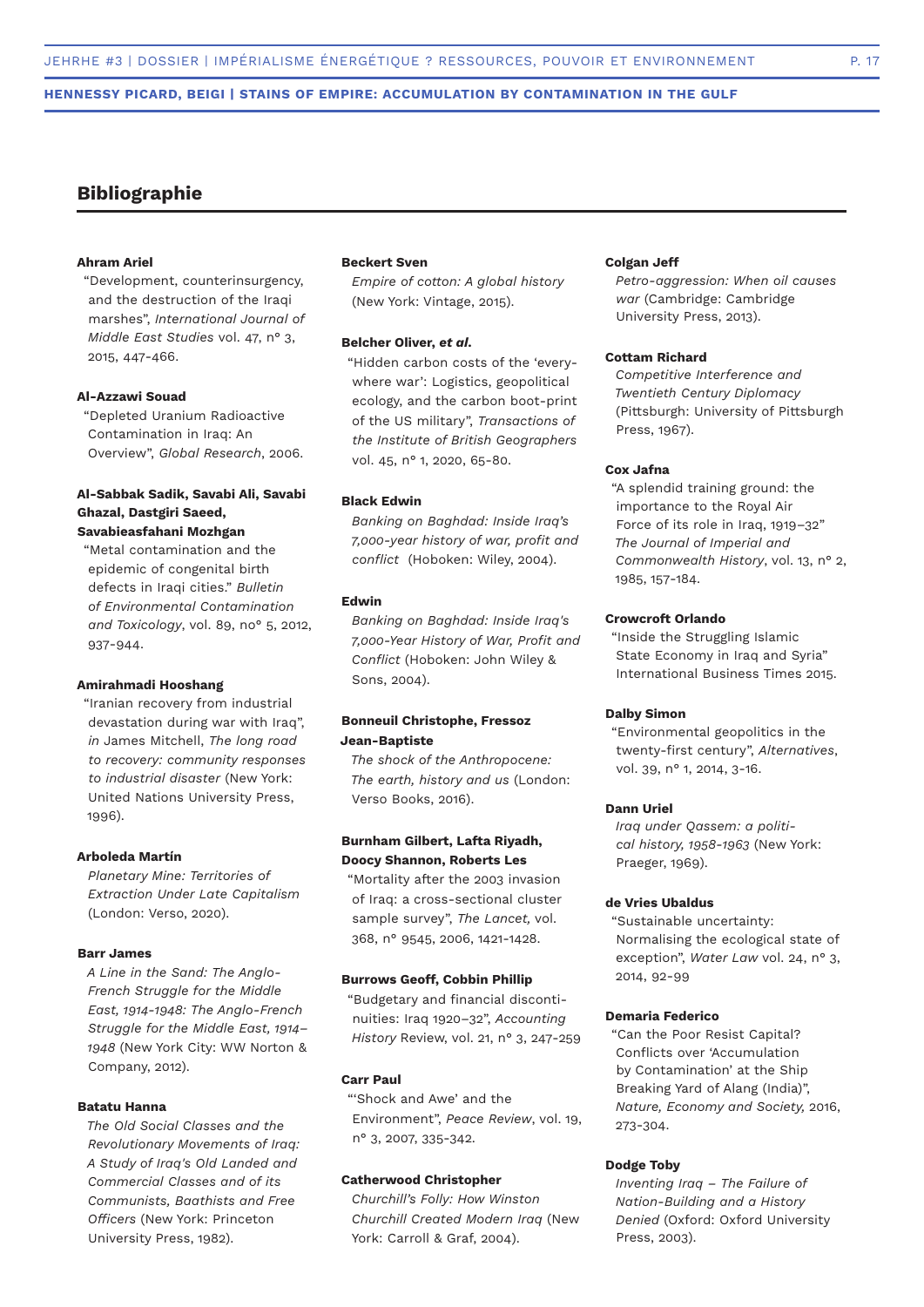## Bibliographie

**Ahram Ariel**
"Development, counterinsurgency, and the destruction of the Iraqi marshes", *International Journal of Middle East Studies* vol. 47, n° 3, 2015, 447-466.

**Al-Azzawi Souad**
"Depleted Uranium Radioactive Contamination in Iraq: An Overview", *Global Research*, 2006.

**Al-Sabbak Sadik, Savabi Ali, Savabi Ghazal, Dastgiri Saeed, Savabieasfahani Mozhgan**
"Metal contamination and the epidemic of congenital birth defects in Iraqi cities." *Bulletin of Environmental Contamination and Toxicology*, vol. 89, no° 5, 2012, 937-944.

**Amirahmadi Hooshang**
"Iranian recovery from industrial devastation during war with Iraq", *in* James Mitchell, *The long road to recovery: community responses to industrial disaster* (New York: United Nations University Press, 1996).

**Arboleda Martín**
*Planetary Mine: Territories of Extraction Under Late Capitalism* (London: Verso, 2020).

**Barr James**
*A Line in the Sand: The Anglo-French Struggle for the Middle East, 1914-1948: The Anglo-French Struggle for the Middle East, 1914–1948* (New York City: WW Norton & Company, 2012).

**Batatu Hanna**
*The Old Social Classes and the Revolutionary Movements of Iraq: A Study of Iraq's Old Landed and Commercial Classes and of its Communists, Baathists and Free Officers* (New York: Princeton University Press, 1982).

**Beckert Sven**
*Empire of cotton: A global history* (New York: Vintage, 2015).

**Belcher Oliver, *et al*.**
"Hidden carbon costs of the 'everywhere war': Logistics, geopolitical ecology, and the carbon boot-print of the US military", *Transactions of the Institute of British Geographers* vol. 45, n° 1, 2020, 65-80.

**Black Edwin**
*Banking on Baghdad: Inside Iraq's 7,000-year history of war, profit and conflict* (Hoboken: Wiley, 2004).

**Edwin**
*Banking on Baghdad: Inside Iraq's 7,000-Year History of War, Profit and Conflict* (Hoboken: John Wiley & Sons, 2004).

**Bonneuil Christophe, Fressoz Jean-Baptiste**
*The shock of the Anthropocene: The earth, history and us* (London: Verso Books, 2016).

**Burnham Gilbert, Lafta Riyadh, Doocy Shannon, Roberts Les**
"Mortality after the 2003 invasion of Iraq: a cross-sectional cluster sample survey", *The Lancet,* vol. 368, n° 9545, 2006, 1421-1428.

**Burrows Geoff, Cobbin Phillip**
"Budgetary and financial discontinuities: Iraq 1920–32", *Accounting History* Review, vol. 21, n° 3, 247-259

**Carr Paul**
"'Shock and Awe' and the Environment", *Peace Review*, vol. 19, n° 3, 2007, 335-342.

**Catherwood Christopher**
*Churchill's Folly: How Winston Churchill Created Modern Iraq* (New York: Carroll & Graf, 2004).

**Colgan Jeff**
*Petro-aggression: When oil causes war* (Cambridge: Cambridge University Press, 2013).

**Cottam Richard**
*Competitive Interference and Twentieth Century Diplomacy* (Pittsburgh: University of Pittsburgh Press, 1967).

**Cox Jafna**
"A splendid training ground: the importance to the Royal Air Force of its role in Iraq, 1919–32" *The Journal of Imperial and Commonwealth History*, vol. 13, n° 2, 1985, 157-184.

**Crowcroft Orlando**
"Inside the Struggling Islamic State Economy in Iraq and Syria" International Business Times 2015.

**Dalby Simon**
"Environmental geopolitics in the twenty-first century", *Alternatives*, vol. 39, n° 1, 2014, 3-16.

**Dann Uriel**
*Iraq under Qassem: a political history, 1958-1963* (New York: Praeger, 1969).

**de Vries Ubaldus**
"Sustainable uncertainty: Normalising the ecological state of exception", *Water Law* vol. 24, n° 3, 2014, 92-99

**Demaria Federico**
"Can the Poor Resist Capital? Conflicts over 'Accumulation by Contamination' at the Ship Breaking Yard of Alang (India)", *Nature, Economy and Society,* 2016, 273-304.

**Dodge Toby**
*Inventing Iraq – The Failure of Nation-Building and a History Denied* (Oxford: Oxford University Press, 2003).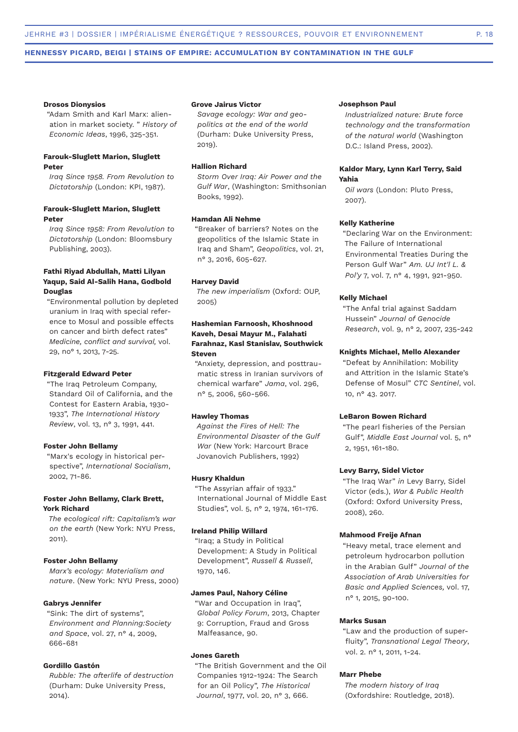**Drosos Dionysios**
"Adam Smith and Karl Marx: alienation in market society. " *History of Economic Ideas*, 1996, 325-351.

**Farouk-Sluglett Marion, Sluglett Peter**
*Iraq Since 1958. From Revolution to Dictatorship* (London: KPI, 1987).

**Farouk-Sluglett Marion, Sluglett Peter**
*Iraq Since 1958: From Revolution to Dictatorship* (London: Bloomsbury Publishing, 2003).

**Fathi Riyad Abdullah, Matti Lilyan Yaqup, Said Al-Salih Hana, Godbold Douglas**
"Environmental pollution by depleted uranium in Iraq with special reference to Mosul and possible effects on cancer and birth defect rates" *Medicine, conflict and survival,* vol. 29, no° 1, 2013, 7-25.

**Fitzgerald Edward Peter**
"The Iraq Petroleum Company, Standard Oil of California, and the Contest for Eastern Arabia, 1930-1933", *The International History Review*, vol. 13, n° 3, 1991, 441.

**Foster John Bellamy**
"Marx's ecology in historical perspective", *International Socialism*, 2002, 71-86.

**Foster John Bellamy, Clark Brett, York Richard**
*The ecological rift: Capitalism's war on the earth* (New York: NYU Press, 2011).

**Foster John Bellamy**
*Marx's ecology: Materialism and nature*. (New York: NYU Press, 2000)

**Gabrys Jennifer**
"Sink: The dirt of systems", *Environment and Planning:Society and Space*, vol. 27, n° 4, 2009, 666-681

**Gordillo Gastón**
*Rubble: The afterlife of destruction* (Durham: Duke University Press, 2014).

**Grove Jairus Victor**
*Savage ecology: War and geopolitics at the end of the world* (Durham: Duke University Press, 2019).

**Hallion Richard**
*Storm Over Iraq: Air Power and the Gulf War*, (Washington: Smithsonian Books, 1992).

**Hamdan Ali Nehme**
"Breaker of barriers? Notes on the geopolitics of the Islamic State in Iraq and Sham", *Geopolitics*, vol. 21, n° 3, 2016, 605-627.

**Harvey David**
*The new imperialism* (Oxford: OUP, 2005)

**Hashemian Farnoosh, Khoshnood Kaveh, Desai Mayur M., Falahati Farahnaz, Kasl Stanislav, Southwick Steven**
"Anxiety, depression, and posttraumatic stress in Iranian survivors of chemical warfare" *Jama*, vol. 296, n° 5, 2006, 560-566.

**Hawley Thomas**
*Against the Fires of Hell: The Environmental Disaster of the Gulf War* (New York: Harcourt Brace Jovanovich Publishers, 1992)

**Husry Khaldun**
"The Assyrian affair of 1933." International Journal of Middle East Studies", vol. 5, n° 2, 1974, 161-176.

**Ireland Philip Willard**
"Iraq; a Study in Political Development: A Study in Political Development", *Russell & Russell*, 1970, 146.

**James Paul, Nahory Céline**
"War and Occupation in Iraq", *Global Policy Forum*, 2013, Chapter 9: Corruption, Fraud and Gross Malfeasance, 90.

**Jones Gareth**
"The British Government and the Oil Companies 1912-1924: The Search for an Oil Policy", *The Historical Journal*, 1977, vol. 20, n° 3, 666.

**Josephson Paul**
*Industrialized nature: Brute force technology and the transformation of the natural world* (Washington D.C.: Island Press, 2002).

**Kaldor Mary, Lynn Karl Terry, Said Yahia**
*Oil wars* (London: Pluto Press, 2007).

**Kelly Katherine**
"Declaring War on the Environment: The Failure of International Environmental Treaties During the Person Gulf War" *Am. UJ Int'l L. & Pol'y* 7, vol. 7, n° 4, 1991, 921-950.

**Kelly Michael**
"The Anfal trial against Saddam Hussein" *Journal of Genocide Research*, vol. 9, n° 2, 2007, 235-242

**Knights Michael, Mello Alexander**
"Defeat by Annihilation: Mobility and Attrition in the Islamic State's Defense of Mosul" *CTC Sentinel*, vol. 10, n° 43. 2017.

**LeBaron Bowen Richard**
"The pearl fisheries of the Persian Gulf", *Middle East Journal* vol. 5, n° 2, 1951, 161-180.

**Levy Barry, Sidel Victor**
"The Iraq War" *in* Levy Barry, Sidel Victor (eds.), *War & Public Health* (Oxford: Oxford University Press, 2008), 260.

**Mahmood Freije Afnan**
"Heavy metal, trace element and petroleum hydrocarbon pollution in the Arabian Gulf" *Journal of the Association of Arab Universities for Basic and Applied Sciences,* vol. 17, n° 1, 2015, 90-100.

**Marks Susan**
"Law and the production of superfluity", *Transnational Legal Theory*, vol. 2. n° 1, 2011, 1-24.

**Marr Phebe**
*The modern history of Iraq* (Oxfordshire: Routledge, 2018).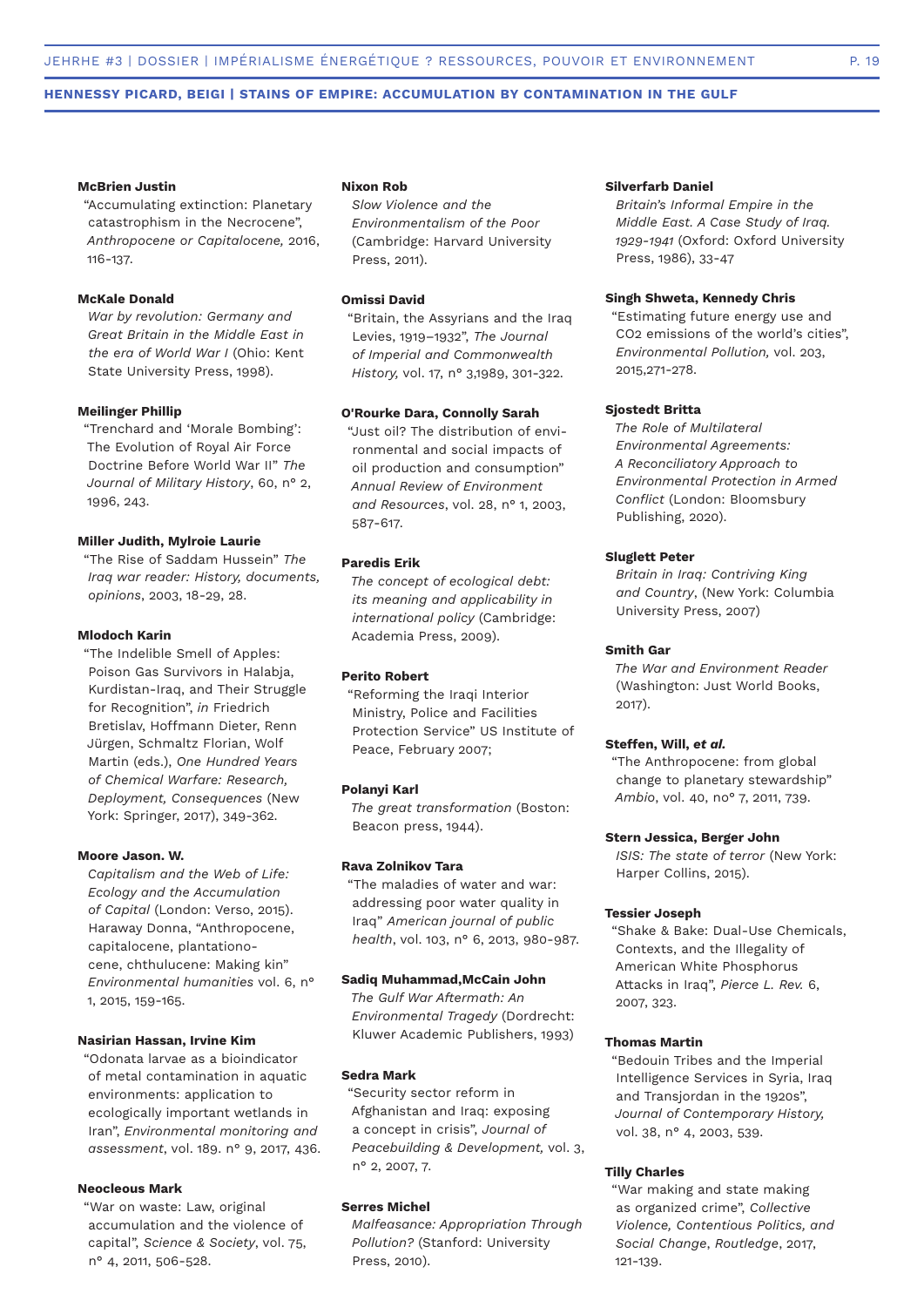**McBrien Justin**
"Accumulating extinction: Planetary catastrophism in the Necrocene", *Anthropocene or Capitalocene,* 2016, 116-137.

**McKale Donald**
*War by revolution: Germany and Great Britain in the Middle East in the era of World War I* (Ohio: Kent State University Press, 1998).

**Meilinger Phillip**
"Trenchard and 'Morale Bombing': The Evolution of Royal Air Force Doctrine Before World War II" *The Journal of Military History*, 60, n° 2, 1996, 243.

**Miller Judith, Mylroie Laurie**
"The Rise of Saddam Hussein" *The Iraq war reader: History, documents, opinions*, 2003, 18-29, 28.

**Mlodoch Karin**
"The Indelible Smell of Apples: Poison Gas Survivors in Halabja, Kurdistan-Iraq, and Their Struggle for Recognition", *in* Friedrich Bretislav, Hoffmann Dieter, Renn Jürgen, Schmaltz Florian, Wolf Martin (eds.), *One Hundred Years of Chemical Warfare: Research, Deployment, Consequences* (New York: Springer, 2017), 349-362.

**Moore Jason. W.**
*Capitalism and the Web of Life: Ecology and the Accumulation of Capital* (London: Verso, 2015). Haraway Donna, "Anthropocene, capitalocene, plantationocene, chthulucene: Making kin" *Environmental humanities* vol. 6, n° 1, 2015, 159-165.

**Nasirian Hassan, Irvine Kim**
"Odonata larvae as a bioindicator of metal contamination in aquatic environments: application to ecologically important wetlands in Iran", *Environmental monitoring and assessment*, vol. 189. n° 9, 2017, 436.

**Neocleous Mark**
"War on waste: Law, original accumulation and the violence of capital", *Science & Society*, vol. 75, n° 4, 2011, 506-528.

**Nixon Rob**
*Slow Violence and the Environmentalism of the Poor* (Cambridge: Harvard University Press, 2011).

**Omissi David**
"Britain, the Assyrians and the Iraq Levies, 1919–1932", *The Journal of Imperial and Commonwealth History,* vol. 17, n° 3,1989, 301-322.

**O'Rourke Dara, Connolly Sarah**
"Just oil? The distribution of environmental and social impacts of oil production and consumption" *Annual Review of Environment and Resources*, vol. 28, n° 1, 2003, 587-617.

**Paredis Erik**
*The concept of ecological debt: its meaning and applicability in international policy* (Cambridge: Academia Press, 2009).

**Perito Robert**
"Reforming the Iraqi Interior Ministry, Police and Facilities Protection Service" US Institute of Peace, February 2007;

**Polanyi Karl**
*The great transformation* (Boston: Beacon press, 1944).

**Rava Zolnikov Tara**
"The maladies of water and war: addressing poor water quality in Iraq" *American journal of public health*, vol. 103, n° 6, 2013, 980-987.

**Sadiq Muhammad,McCain John**
*The Gulf War Aftermath: An Environmental Tragedy* (Dordrecht: Kluwer Academic Publishers, 1993)

**Sedra Mark**
"Security sector reform in Afghanistan and Iraq: exposing a concept in crisis", *Journal of Peacebuilding & Development,* vol. 3, n° 2, 2007, 7.

**Serres Michel**
*Malfeasance: Appropriation Through Pollution?* (Stanford: University Press, 2010).

**Silverfarb Daniel**
*Britain's Informal Empire in the Middle East. A Case Study of Iraq. 1929-1941* (Oxford: Oxford University Press, 1986), 33-47

**Singh Shweta, Kennedy Chris**
"Estimating future energy use and CO2 emissions of the world's cities", *Environmental Pollution,* vol. 203, 2015,271-278.

**Sjostedt Britta**
*The Role of Multilateral Environmental Agreements: A Reconciliatory Approach to Environmental Protection in Armed Conflict* (London: Bloomsbury Publishing, 2020).

**Sluglett Peter**
*Britain in Iraq: Contriving King and Country*, (New York: Columbia University Press, 2007)

**Smith Gar**
*The War and Environment Reader* (Washington: Just World Books, 2017).

**Steffen, Will, *et al.***
"The Anthropocene: from global change to planetary stewardship" *Ambio*, vol. 40, no° 7, 2011, 739.

**Stern Jessica, Berger John**
*ISIS: The state of terror* (New York: Harper Collins, 2015).

**Tessier Joseph**
"Shake & Bake: Dual-Use Chemicals, Contexts, and the Illegality of American White Phosphorus Attacks in Iraq", *Pierce L. Rev.* 6, 2007, 323.

**Thomas Martin**
"Bedouin Tribes and the Imperial Intelligence Services in Syria, Iraq and Transjordan in the 1920s", *Journal of Contemporary History,* vol. 38, n° 4, 2003, 539.

**Tilly Charles**
"War making and state making as organized crime", *Collective Violence, Contentious Politics, and Social Change*, *Routledge*, 2017, 121-139.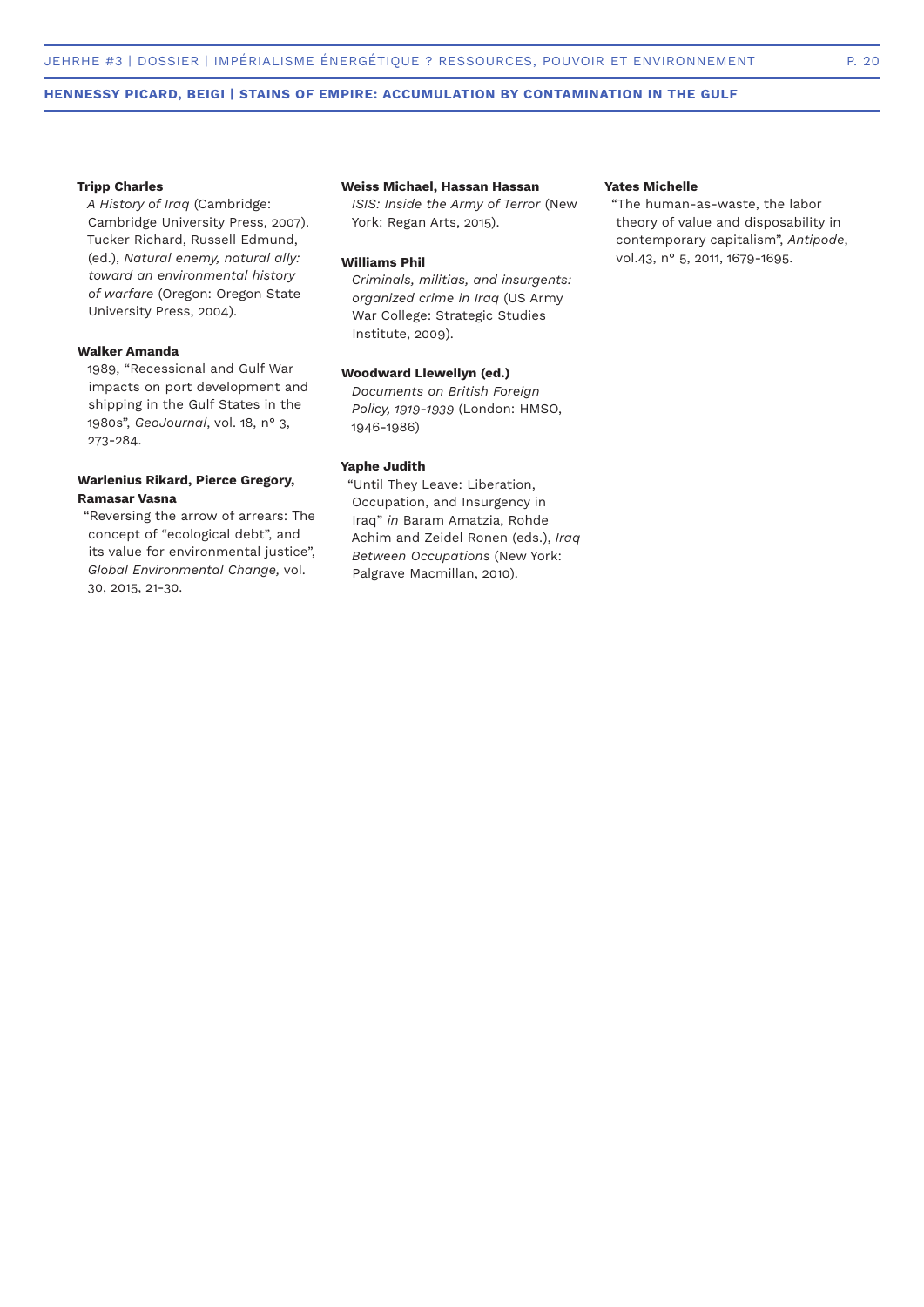**Tripp Charles**

*A History of Iraq* (Cambridge: Cambridge University Press, 2007). Tucker Richard, Russell Edmund, (ed.), *Natural enemy, natural ally: toward an environmental history of warfare* (Oregon: Oregon State University Press, 2004).

**Walker Amanda**

1989, "Recessional and Gulf War impacts on port development and shipping in the Gulf States in the 1980s", *GeoJournal*, vol. 18, n° 3, 273-284.

**Warlenius Rikard, Pierce Gregory, Ramasar Vasna**

"Reversing the arrow of arrears: The concept of "ecological debt", and its value for environmental justice", *Global Environmental Change,* vol. 30, 2015, 21-30.

**Weiss Michael, Hassan Hassan**

*ISIS: Inside the Army of Terror* (New York: Regan Arts, 2015).

**Williams Phil**

*Criminals, militias, and insurgents: organized crime in Iraq* (US Army War College: Strategic Studies Institute, 2009).

**Woodward Llewellyn (ed.)**

*Documents on British Foreign Policy, 1919-1939* (London: HMSO, 1946-1986)

**Yaphe Judith**

"Until They Leave: Liberation, Occupation, and Insurgency in Iraq" *in* Baram Amatzia, Rohde Achim and Zeidel Ronen (eds.), *Iraq Between Occupations* (New York: Palgrave Macmillan, 2010).

**Yates Michelle**

"The human-as-waste, the labor theory of value and disposability in contemporary capitalism", *Antipode*, vol.43, n° 5, 2011, 1679-1695.